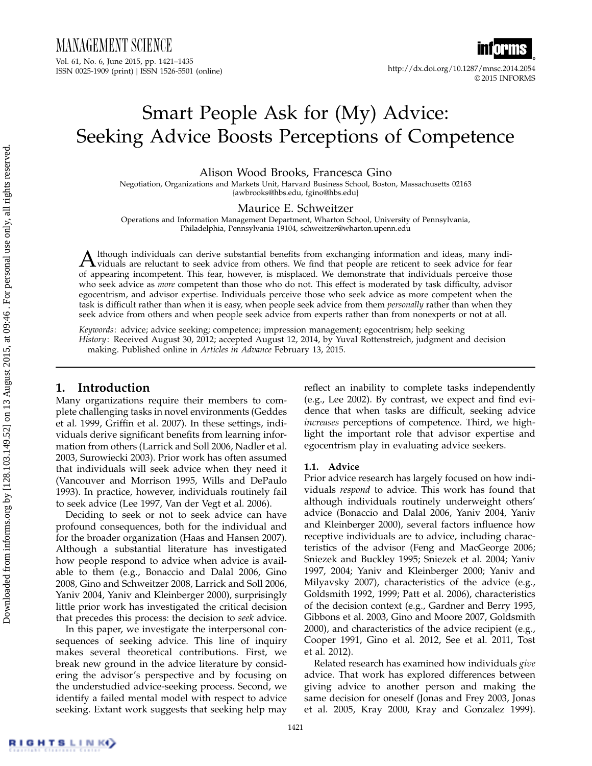# Smart People Ask for (My) Advice: Seeking Advice Boosts Perceptions of Competence

Alison Wood Brooks, Francesca Gino

Negotiation, Organizations and Markets Unit, Harvard Business School, Boston, Massachusetts 02163
{awbrooks@hbs.edu, fgino@hbs.edu}

Maurice E. Schweitzer

Operations and Information Management Department, Wharton School, University of Pennsylvania, Philadelphia, Pennsylvania 19104, schweitzer@wharton.upenn.edu

Although individuals can derive substantial benefits from exchanging information and ideas, many individuals are reluctant to seek advice from others. We find that people are reticent to seek advice for fear of appearing incompetent. This fear, however, is misplaced. We demonstrate that individuals perceive those who seek advice as *more* competent than those who do not. This effect is moderated by task difficulty, advisor egocentrism, and advisor expertise. Individuals perceive those who seek advice as more competent when the task is difficult rather than when it is easy, when people seek advice from them *personally* rather than when they seek advice from others and when people seek advice from experts rather than from nonexperts or not at all.

*Keywords*: advice; advice seeking; competence; impression management; egocentrism; help seeking

*History*: Received August 30, 2012; accepted August 12, 2014, by Yuval Rottenstreich, judgment and decision making. Published online in *Articles in Advance* February 13, 2015.

## 1. Introduction

Many organizations require their members to complete challenging tasks in novel environments (Geddes et al. 1999, Griffin et al. 2007). In these settings, individuals derive significant benefits from learning information from others (Larrick and Soll 2006, Nadler et al. 2003, Surowiecki 2003). Prior work has often assumed that individuals will seek advice when they need it (Vancouver and Morrison 1995, Wills and DePaulo 1993). In practice, however, individuals routinely fail to seek advice (Lee 1997, Van der Vegt et al. 2006).

Deciding to seek or not to seek advice can have profound consequences, both for the individual and for the broader organization (Haas and Hansen 2007). Although a substantial literature has investigated how people respond to advice when advice is available to them (e.g., Bonaccio and Dalal 2006, Gino 2008, Gino and Schweitzer 2008, Larrick and Soll 2006, Yaniv 2004, Yaniv and Kleinberger 2000), surprisingly little prior work has investigated the critical decision that precedes this process: the decision to *seek* advice.

In this paper, we investigate the interpersonal consequences of seeking advice. This line of inquiry makes several theoretical contributions. First, we break new ground in the advice literature by considering the advisor's perspective and by focusing on the understudied advice-seeking process. Second, we identify a failed mental model with respect to advice seeking. Extant work suggests that seeking help may reflect an inability to complete tasks independently (e.g., Lee 2002). By contrast, we expect and find evidence that when tasks are difficult, seeking advice *increases* perceptions of competence. Third, we highlight the important role that advisor expertise and egocentrism play in evaluating advice seekers.

### 1.1. Advice

Prior advice research has largely focused on how individuals *respond* to advice. This work has found that although individuals routinely underweight others' advice (Bonaccio and Dalal 2006, Yaniv 2004, Yaniv and Kleinberger 2000), several factors influence how receptive individuals are to advice, including characteristics of the advisor (Feng and MacGeorge 2006; Sniezek and Buckley 1995; Sniezek et al. 2004; Yaniv 1997, 2004; Yaniv and Kleinberger 2000; Yaniv and Milyavsky 2007), characteristics of the advice (e.g., Goldsmith 1992, 1999; Patt et al. 2006), characteristics of the decision context (e.g., Gardner and Berry 1995, Gibbons et al. 2003, Gino and Moore 2007, Goldsmith 2000), and characteristics of the advice recipient (e.g., Cooper 1991, Gino et al. 2012, See et al. 2011, Tost et al. 2012).

Related research has examined how individuals *give* advice. That work has explored differences between giving advice to another person and making the same decision for oneself (Jonas and Frey 2003, Jonas et al. 2005, Kray 2000, Kray and Gonzalez 1999).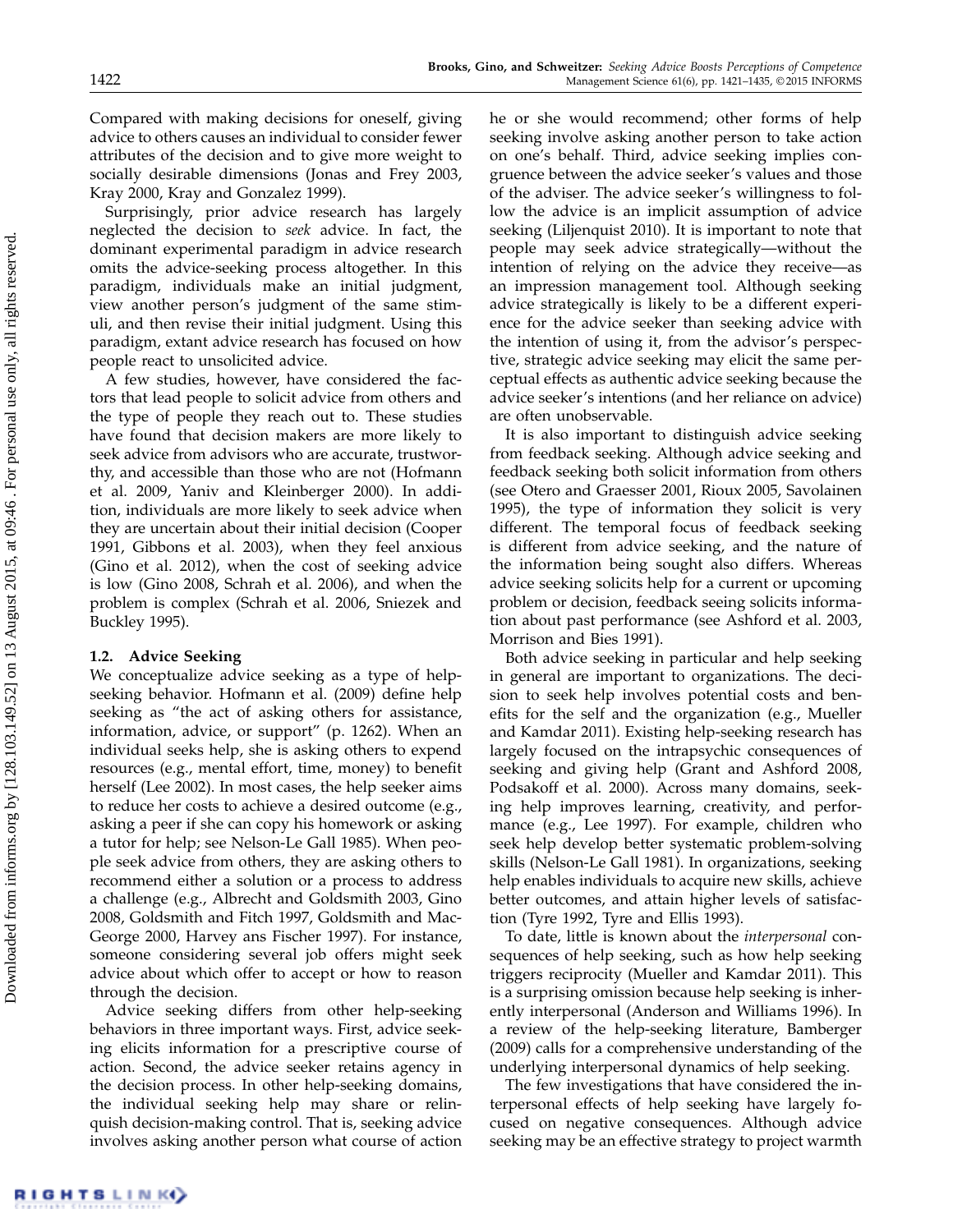Compared with making decisions for oneself, giving advice to others causes an individual to consider fewer attributes of the decision and to give more weight to socially desirable dimensions (Jonas and Frey 2003, Kray 2000, Kray and Gonzalez 1999).

Surprisingly, prior advice research has largely neglected the decision to *seek* advice. In fact, the dominant experimental paradigm in advice research omits the advice-seeking process altogether. In this paradigm, individuals make an initial judgment, view another person's judgment of the same stimuli, and then revise their initial judgment. Using this paradigm, extant advice research has focused on how people react to unsolicited advice.

A few studies, however, have considered the factors that lead people to solicit advice from others and the type of people they reach out to. These studies have found that decision makers are more likely to seek advice from advisors who are accurate, trustworthy, and accessible than those who are not (Hofmann et al. 2009, Yaniv and Kleinberger 2000). In addition, individuals are more likely to seek advice when they are uncertain about their initial decision (Cooper 1991, Gibbons et al. 2003), when they feel anxious (Gino et al. 2012), when the cost of seeking advice is low (Gino 2008, Schrah et al. 2006), and when the problem is complex (Schrah et al. 2006, Sniezek and Buckley 1995).

### 1.2. Advice Seeking

We conceptualize advice seeking as a type of help-seeking behavior. Hofmann et al. (2009) define help seeking as "the act of asking others for assistance, information, advice, or support" (p. 1262). When an individual seeks help, she is asking others to expend resources (e.g., mental effort, time, money) to benefit herself (Lee 2002). In most cases, the help seeker aims to reduce her costs to achieve a desired outcome (e.g., asking a peer if she can copy his homework or asking a tutor for help; see Nelson-Le Gall 1985). When people seek advice from others, they are asking others to recommend either a solution or a process to address a challenge (e.g., Albrecht and Goldsmith 2003, Gino 2008, Goldsmith and Fitch 1997, Goldsmith and MacGeorge 2000, Harvey ans Fischer 1997). For instance, someone considering several job offers might seek advice about which offer to accept or how to reason through the decision.

Advice seeking differs from other help-seeking behaviors in three important ways. First, advice seeking elicits information for a prescriptive course of action. Second, the advice seeker retains agency in the decision process. In other help-seeking domains, the individual seeking help may share or relinquish decision-making control. That is, seeking advice involves asking another person what course of action he or she would recommend; other forms of help seeking involve asking another person to take action on one's behalf. Third, advice seeking implies congruence between the advice seeker's values and those of the adviser. The advice seeker's willingness to follow the advice is an implicit assumption of advice seeking (Liljenquist 2010). It is important to note that people may seek advice strategically—without the intention of relying on the advice they receive—as an impression management tool. Although seeking advice strategically is likely to be a different experience for the advice seeker than seeking advice with the intention of using it, from the advisor's perspective, strategic advice seeking may elicit the same perceptual effects as authentic advice seeking because the advice seeker's intentions (and her reliance on advice) are often unobservable.

It is also important to distinguish advice seeking from feedback seeking. Although advice seeking and feedback seeking both solicit information from others (see Otero and Graesser 2001, Rioux 2005, Savolainen 1995), the type of information they solicit is very different. The temporal focus of feedback seeking is different from advice seeking, and the nature of the information being sought also differs. Whereas advice seeking solicits help for a current or upcoming problem or decision, feedback seeing solicits information about past performance (see Ashford et al. 2003, Morrison and Bies 1991).

Both advice seeking in particular and help seeking in general are important to organizations. The decision to seek help involves potential costs and benefits for the self and the organization (e.g., Mueller and Kamdar 2011). Existing help-seeking research has largely focused on the intrapsychic consequences of seeking and giving help (Grant and Ashford 2008, Podsakoff et al. 2000). Across many domains, seeking help improves learning, creativity, and performance (e.g., Lee 1997). For example, children who seek help develop better systematic problem-solving skills (Nelson-Le Gall 1981). In organizations, seeking help enables individuals to acquire new skills, achieve better outcomes, and attain higher levels of satisfaction (Tyre 1992, Tyre and Ellis 1993).

To date, little is known about the *interpersonal* consequences of help seeking, such as how help seeking triggers reciprocity (Mueller and Kamdar 2011). This is a surprising omission because help seeking is inherently interpersonal (Anderson and Williams 1996). In a review of the help-seeking literature, Bamberger (2009) calls for a comprehensive understanding of the underlying interpersonal dynamics of help seeking.

The few investigations that have considered the interpersonal effects of help seeking have largely focused on negative consequences. Although advice seeking may be an effective strategy to project warmth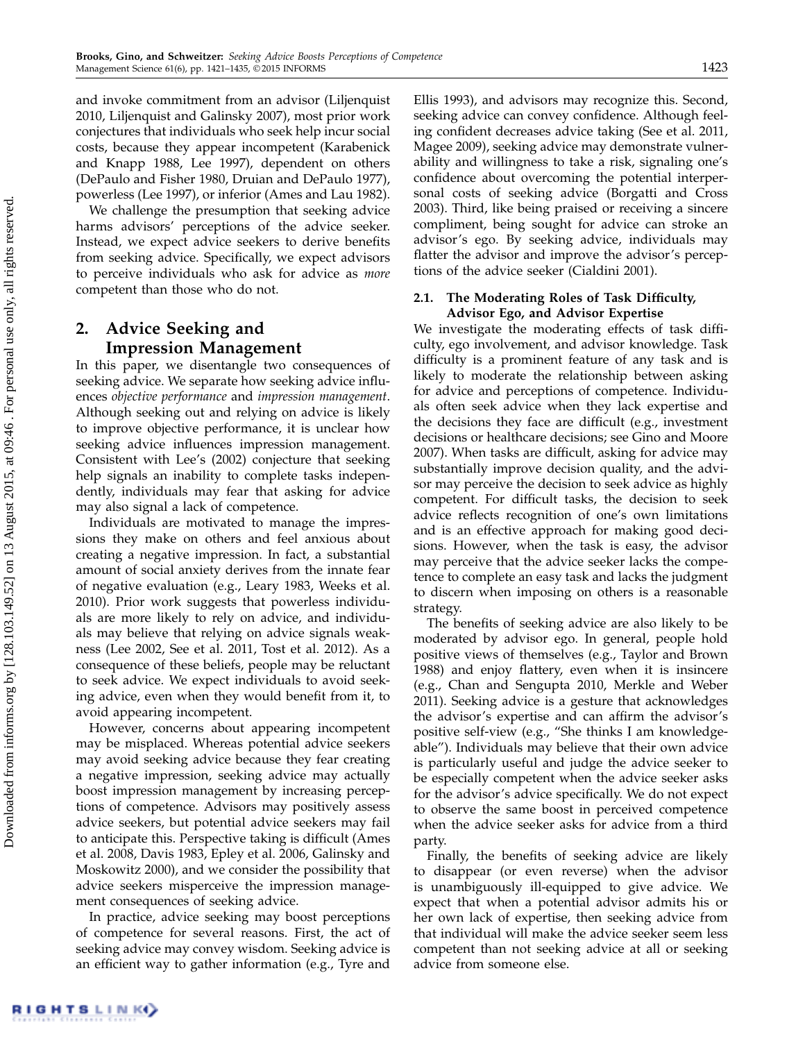and invoke commitment from an advisor (Liljenquist 2010, Liljenquist and Galinsky 2007), most prior work conjectures that individuals who seek help incur social costs, because they appear incompetent (Karabenick and Knapp 1988, Lee 1997), dependent on others (DePaulo and Fisher 1980, Druian and DePaulo 1977), powerless (Lee 1997), or inferior (Ames and Lau 1982).

We challenge the presumption that seeking advice harms advisors' perceptions of the advice seeker. Instead, we expect advice seekers to derive benefits from seeking advice. Specifically, we expect advisors to perceive individuals who ask for advice as *more* competent than those who do not.

## 2. Advice Seeking and Impression Management

In this paper, we disentangle two consequences of seeking advice. We separate how seeking advice influences *objective performance* and *impression management*. Although seeking out and relying on advice is likely to improve objective performance, it is unclear how seeking advice influences impression management. Consistent with Lee's (2002) conjecture that seeking help signals an inability to complete tasks independently, individuals may fear that asking for advice may also signal a lack of competence.

Individuals are motivated to manage the impressions they make on others and feel anxious about creating a negative impression. In fact, a substantial amount of social anxiety derives from the innate fear of negative evaluation (e.g., Leary 1983, Weeks et al. 2010). Prior work suggests that powerless individuals are more likely to rely on advice, and individuals may believe that relying on advice signals weakness (Lee 2002, See et al. 2011, Tost et al. 2012). As a consequence of these beliefs, people may be reluctant to seek advice. We expect individuals to avoid seeking advice, even when they would benefit from it, to avoid appearing incompetent.

However, concerns about appearing incompetent may be misplaced. Whereas potential advice seekers may avoid seeking advice because they fear creating a negative impression, seeking advice may actually boost impression management by increasing perceptions of competence. Advisors may positively assess advice seekers, but potential advice seekers may fail to anticipate this. Perspective taking is difficult (Ames et al. 2008, Davis 1983, Epley et al. 2006, Galinsky and Moskowitz 2000), and we consider the possibility that advice seekers misperceive the impression management consequences of seeking advice.

In practice, advice seeking may boost perceptions of competence for several reasons. First, the act of seeking advice may convey wisdom. Seeking advice is an efficient way to gather information (e.g., Tyre and Ellis 1993), and advisors may recognize this. Second, seeking advice can convey confidence. Although feeling confident decreases advice taking (See et al. 2011, Magee 2009), seeking advice may demonstrate vulnerability and willingness to take a risk, signaling one's confidence about overcoming the potential interpersonal costs of seeking advice (Borgatti and Cross 2003). Third, like being praised or receiving a sincere compliment, being sought for advice can stroke an advisor's ego. By seeking advice, individuals may flatter the advisor and improve the advisor's perceptions of the advice seeker (Cialdini 2001).

### 2.1. The Moderating Roles of Task Difficulty, Advisor Ego, and Advisor Expertise

We investigate the moderating effects of task difficulty, ego involvement, and advisor knowledge. Task difficulty is a prominent feature of any task and is likely to moderate the relationship between asking for advice and perceptions of competence. Individuals often seek advice when they lack expertise and the decisions they face are difficult (e.g., investment decisions or healthcare decisions; see Gino and Moore 2007). When tasks are difficult, asking for advice may substantially improve decision quality, and the advisor may perceive the decision to seek advice as highly competent. For difficult tasks, the decision to seek advice reflects recognition of one's own limitations and is an effective approach for making good decisions. However, when the task is easy, the advisor may perceive that the advice seeker lacks the competence to complete an easy task and lacks the judgment to discern when imposing on others is a reasonable strategy.

The benefits of seeking advice are also likely to be moderated by advisor ego. In general, people hold positive views of themselves (e.g., Taylor and Brown 1988) and enjoy flattery, even when it is insincere (e.g., Chan and Sengupta 2010, Merkle and Weber 2011). Seeking advice is a gesture that acknowledges the advisor's expertise and can affirm the advisor's positive self-view (e.g., "She thinks I am knowledgeable"). Individuals may believe that their own advice is particularly useful and judge the advice seeker to be especially competent when the advice seeker asks for the advisor's advice specifically. We do not expect to observe the same boost in perceived competence when the advice seeker asks for advice from a third party.

Finally, the benefits of seeking advice are likely to disappear (or even reverse) when the advisor is unambiguously ill-equipped to give advice. We expect that when a potential advisor admits his or her own lack of expertise, then seeking advice from that individual will make the advice seeker seem less competent than not seeking advice at all or seeking advice from someone else.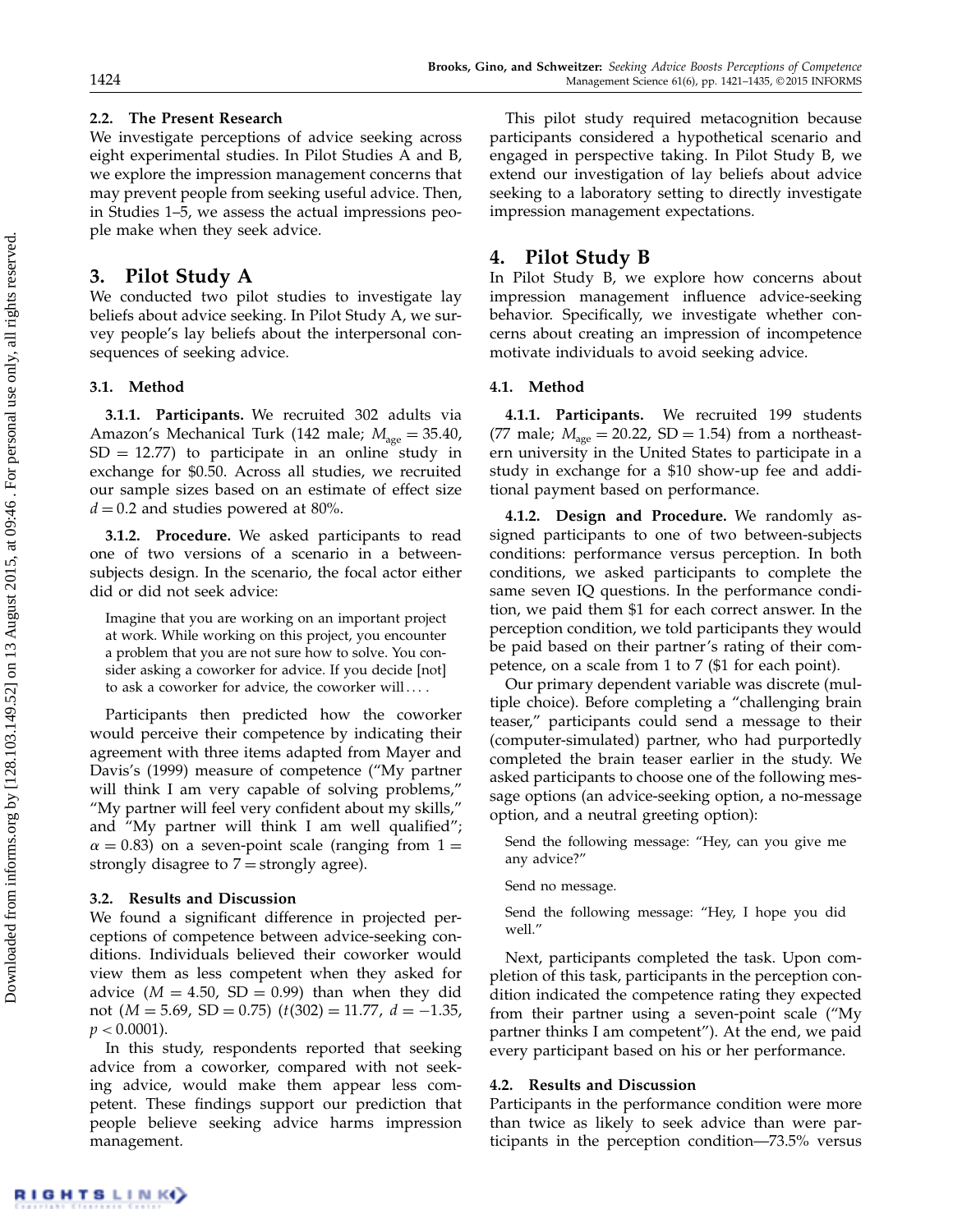### 2.2. The Present Research

We investigate perceptions of advice seeking across eight experimental studies. In Pilot Studies A and B, we explore the impression management concerns that may prevent people from seeking useful advice. Then, in Studies 1–5, we assess the actual impressions people make when they seek advice.

## 3. Pilot Study A

We conducted two pilot studies to investigate lay beliefs about advice seeking. In Pilot Study A, we survey people's lay beliefs about the interpersonal consequences of seeking advice.

### 3.1. Method

**3.1.1. Participants.** We recruited 302 adults via Amazon's Mechanical Turk (142 male; $M_{\text{age}} = 35.40$, SD = 12.77) to participate in an online study in exchange for $0.50. Across all studies, we recruited our sample sizes based on an estimate of effect size $d = 0.2$ and studies powered at 80%.

**3.1.2. Procedure.** We asked participants to read one of two versions of a scenario in a between-subjects design. In the scenario, the focal actor either did or did not seek advice:

> Imagine that you are working on an important project at work. While working on this project, you encounter a problem that you are not sure how to solve. You consider asking a coworker for advice. If you decide [not] to ask a coworker for advice, the coworker will....

Participants then predicted how the coworker would perceive their competence by indicating their agreement with three items adapted from Mayer and Davis's (1999) measure of competence ("My partner will think I am very capable of solving problems," "My partner will feel very confident about my skills," and "My partner will think I am well qualified"; $\alpha = 0.83$) on a seven-point scale (ranging from 1 = strongly disagree to 7 = strongly agree).

### 3.2. Results and Discussion

We found a significant difference in projected perceptions of competence between advice-seeking conditions. Individuals believed their coworker would view them as less competent when they asked for advice ($M = 4.50$, SD = 0.99) than when they did not ($M = 5.69$, SD = 0.75) ($t(302) = 11.77$, $d = -1.35$, $p < 0.0001$).

In this study, respondents reported that seeking advice from a coworker, compared with not seeking advice, would make them appear less competent. These findings support our prediction that people believe seeking advice harms impression management.

This pilot study required metacognition because participants considered a hypothetical scenario and engaged in perspective taking. In Pilot Study B, we extend our investigation of lay beliefs about advice seeking to a laboratory setting to directly investigate impression management expectations.

## 4. Pilot Study B

In Pilot Study B, we explore how concerns about impression management influence advice-seeking behavior. Specifically, we investigate whether concerns about creating an impression of incompetence motivate individuals to avoid seeking advice.

### 4.1. Method

**4.1.1. Participants.** We recruited 199 students (77 male; $M_{\text{age}} = 20.22$, SD = 1.54) from a northeastern university in the United States to participate in a study in exchange for a $10 show-up fee and additional payment based on performance.

**4.1.2. Design and Procedure.** We randomly assigned participants to one of two between-subjects conditions: performance versus perception. In both conditions, we asked participants to complete the same seven IQ questions. In the performance condition, we paid them $1 for each correct answer. In the perception condition, we told participants they would be paid based on their partner's rating of their competence, on a scale from 1 to 7 ($1 for each point).

Our primary dependent variable was discrete (multiple choice). Before completing a "challenging brain teaser," participants could send a message to their (computer-simulated) partner, who had purportedly completed the brain teaser earlier in the study. We asked participants to choose one of the following message options (an advice-seeking option, a no-message option, and a neutral greeting option):

> Send the following message: "Hey, can you give me any advice?"
>
> Send no message.
>
> Send the following message: "Hey, I hope you did well."

Next, participants completed the task. Upon completion of this task, participants in the perception condition indicated the competence rating they expected from their partner using a seven-point scale ("My partner thinks I am competent"). At the end, we paid every participant based on his or her performance.

### 4.2. Results and Discussion

Participants in the performance condition were more than twice as likely to seek advice than were participants in the perception condition—73.5% versus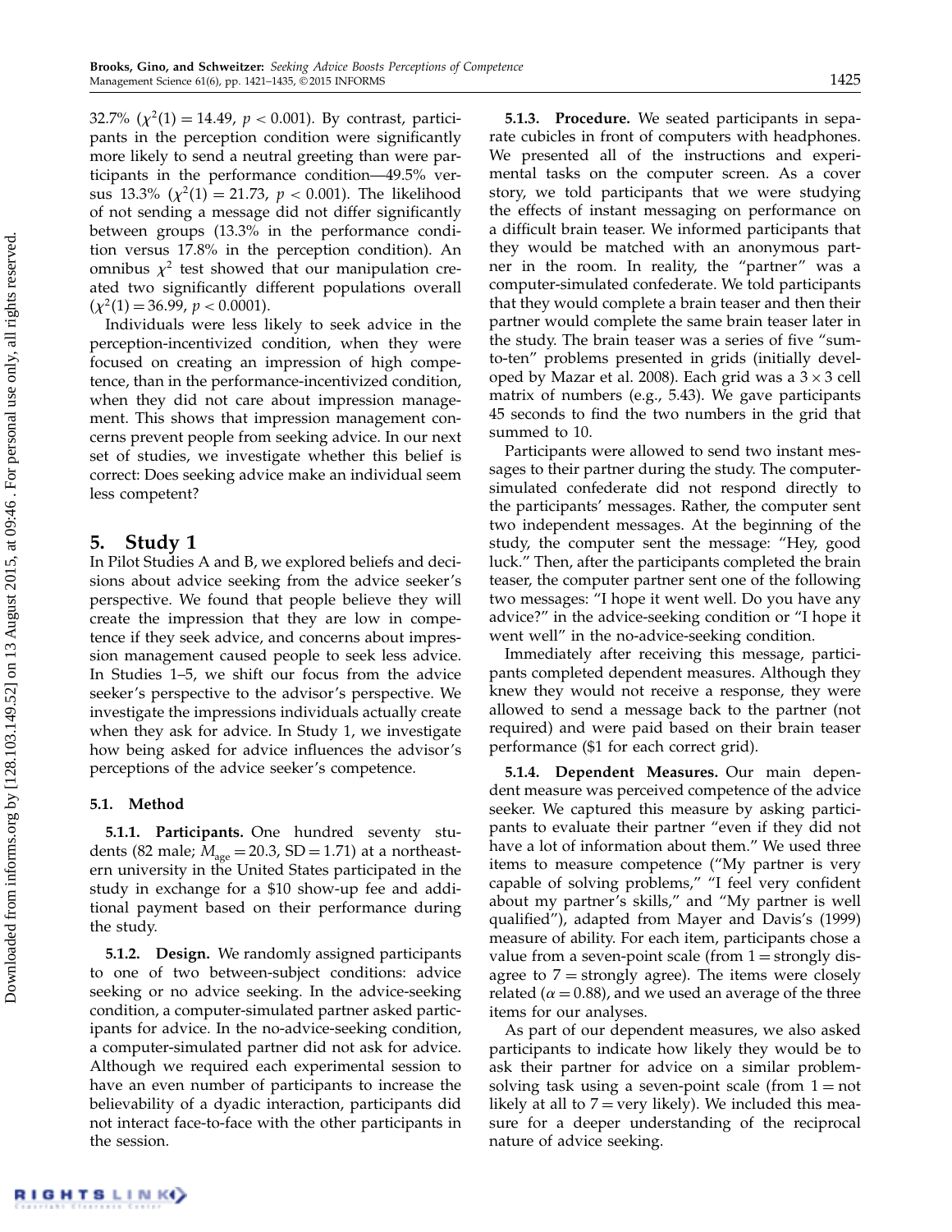32.7% ($\chi^2(1) = 14.49$, $p < 0.001$). By contrast, participants in the perception condition were significantly more likely to send a neutral greeting than were participants in the performance condition—49.5% versus 13.3% ($\chi^2(1) = 21.73$, $p < 0.001$). The likelihood of not sending a message did not differ significantly between groups (13.3% in the performance condition versus 17.8% in the perception condition). An omnibus $\chi^2$ test showed that our manipulation created two significantly different populations overall ($\chi^2(1) = 36.99$, $p < 0.0001$).

Individuals were less likely to seek advice in the perception-incentivized condition, when they were focused on creating an impression of high competence, than in the performance-incentivized condition, when they did not care about impression management. This shows that impression management concerns prevent people from seeking advice. In our next set of studies, we investigate whether this belief is correct: Does seeking advice make an individual seem less competent?

## 5. Study 1

In Pilot Studies A and B, we explored beliefs and decisions about advice seeking from the advice seeker's perspective. We found that people believe they will create the impression that they are low in competence if they seek advice, and concerns about impression management caused people to seek less advice. In Studies 1–5, we shift our focus from the advice seeker's perspective to the advisor's perspective. We investigate the impressions individuals actually create when they ask for advice. In Study 1, we investigate how being asked for advice influences the advisor's perceptions of the advice seeker's competence.

### 5.1. Method

**5.1.1. Participants.** One hundred seventy students (82 male; $M_{age} = 20.3$, $SD = 1.71$) at a northeastern university in the United States participated in the study in exchange for a $10 show-up fee and additional payment based on their performance during the study.

**5.1.2. Design.** We randomly assigned participants to one of two between-subject conditions: advice seeking or no advice seeking. In the advice-seeking condition, a computer-simulated partner asked participants for advice. In the no-advice-seeking condition, a computer-simulated partner did not ask for advice. Although we required each experimental session to have an even number of participants to increase the believability of a dyadic interaction, participants did not interact face-to-face with the other participants in the session.

**5.1.3. Procedure.** We seated participants in separate cubicles in front of computers with headphones. We presented all of the instructions and experimental tasks on the computer screen. As a cover story, we told participants that we were studying the effects of instant messaging on performance on a difficult brain teaser. We informed participants that they would be matched with an anonymous partner in the room. In reality, the "partner" was a computer-simulated confederate. We told participants that they would complete a brain teaser and then their partner would complete the same brain teaser later in the study. The brain teaser was a series of five "sum-to-ten" problems presented in grids (initially developed by Mazar et al. 2008). Each grid was a $3 \times 3$ cell matrix of numbers (e.g., 5.43). We gave participants 45 seconds to find the two numbers in the grid that summed to 10.

Participants were allowed to send two instant messages to their partner during the study. The computer-simulated confederate did not respond directly to the participants' messages. Rather, the computer sent two independent messages. At the beginning of the study, the computer sent the message: "Hey, good luck." Then, after the participants completed the brain teaser, the computer partner sent one of the following two messages: "I hope it went well. Do you have any advice?" in the advice-seeking condition or "I hope it went well" in the no-advice-seeking condition.

Immediately after receiving this message, participants completed dependent measures. Although they knew they would not receive a response, they were allowed to send a message back to the partner (not required) and were paid based on their brain teaser performance ($1 for each correct grid).

**5.1.4. Dependent Measures.** Our main dependent measure was perceived competence of the advice seeker. We captured this measure by asking participants to evaluate their partner "even if they did not have a lot of information about them." We used three items to measure competence ("My partner is very capable of solving problems," "I feel very confident about my partner's skills," and "My partner is well qualified"), adapted from Mayer and Davis's (1999) measure of ability. For each item, participants chose a value from a seven-point scale (from 1 = strongly disagree to 7 = strongly agree). The items were closely related ($\alpha = 0.88$), and we used an average of the three items for our analyses.

As part of our dependent measures, we also asked participants to indicate how likely they would be to ask their partner for advice on a similar problem-solving task using a seven-point scale (from 1 = not likely at all to 7 = very likely). We included this measure for a deeper understanding of the reciprocal nature of advice seeking.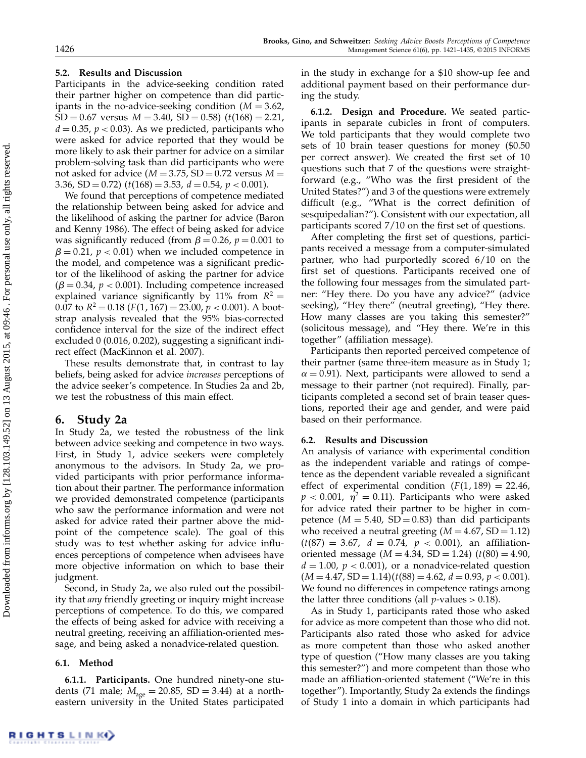### 5.2. Results and Discussion

Participants in the advice-seeking condition rated their partner higher on competence than did participants in the no-advice-seeking condition ($M = 3.62$, $SD = 0.67$ versus $M = 3.40$, $SD = 0.58$) ($t(168) = 2.21$, $d = 0.35$, $p < 0.03$). As we predicted, participants who were asked for advice reported that they would be more likely to ask their partner for advice on a similar problem-solving task than did participants who were not asked for advice ($M = 3.75$, $SD = 0.72$ versus $M = 3.36$, $SD = 0.72$) ($t(168) = 3.53$, $d = 0.54$, $p < 0.001$).

We found that perceptions of competence mediated the relationship between being asked for advice and the likelihood of asking the partner for advice (Baron and Kenny 1986). The effect of being asked for advice was significantly reduced (from $\beta = 0.26$, $p = 0.001$ to $\beta = 0.21$, $p < 0.01$) when we included competence in the model, and competence was a significant predictor of the likelihood of asking the partner for advice ($\beta = 0.34$, $p < 0.001$). Including competence increased explained variance significantly by 11% from $R^2 = 0.07$ to $R^2 = 0.18$ ($F(1, 167) = 23.00$, $p < 0.001$). A bootstrap analysis revealed that the 95% bias-corrected confidence interval for the size of the indirect effect excluded 0 (0.016, 0.202), suggesting a significant indirect effect (MacKinnon et al. 2007).

These results demonstrate that, in contrast to lay beliefs, being asked for advice *increases* perceptions of the advice seeker's competence. In Studies 2a and 2b, we test the robustness of this main effect.

## 6. Study 2a

In Study 2a, we tested the robustness of the link between advice seeking and competence in two ways. First, in Study 1, advice seekers were completely anonymous to the advisors. In Study 2a, we provided participants with prior performance information about their partner. The performance information we provided demonstrated competence (participants who saw the performance information and were not asked for advice rated their partner above the midpoint of the competence scale). The goal of this study was to test whether asking for advice influences perceptions of competence when advisees have more objective information on which to base their judgment.

Second, in Study 2a, we also ruled out the possibility that *any* friendly greeting or inquiry might increase perceptions of competence. To do this, we compared the effects of being asked for advice with receiving a neutral greeting, receiving an affiliation-oriented message, and being asked a nonadvice-related question.

### 6.1. Method

**6.1.1. Participants.** One hundred ninety-one students (71 male; $M_{age} = 20.85$, $SD = 3.44$) at a northeastern university in the United States participated in the study in exchange for a \$10 show-up fee and additional payment based on their performance during the study.

**6.1.2. Design and Procedure.** We seated participants in separate cubicles in front of computers. We told participants that they would complete two sets of 10 brain teaser questions for money (\$0.50 per correct answer). We created the first set of 10 questions such that 7 of the questions were straightforward (e.g., "Who was the first president of the United States?") and 3 of the questions were extremely difficult (e.g., "What is the correct definition of sesquipedalian?"). Consistent with our expectation, all participants scored 7/10 on the first set of questions.

After completing the first set of questions, participants received a message from a computer-simulated partner, who had purportedly scored 6/10 on the first set of questions. Participants received one of the following four messages from the simulated partner: "Hey there. Do you have any advice?" (advice seeking), "Hey there" (neutral greeting), "Hey there. How many classes are you taking this semester?" (solicitous message), and "Hey there. We're in this together" (affiliation message).

Participants then reported perceived competence of their partner (same three-item measure as in Study 1; $\alpha = 0.91$). Next, participants were allowed to send a message to their partner (not required). Finally, participants completed a second set of brain teaser questions, reported their age and gender, and were paid based on their performance.

### 6.2. Results and Discussion

An analysis of variance with experimental condition as the independent variable and ratings of competence as the dependent variable revealed a significant effect of experimental condition ($F(1, 189) = 22.46$, $p < 0.001$, $\eta^2 = 0.11$). Participants who were asked for advice rated their partner to be higher in competence ($M = 5.40$, $SD = 0.83$) than did participants who received a neutral greeting ($M = 4.67$, $SD = 1.12$) ($t(87) = 3.67$, $d = 0.74$, $p < 0.001$), an affiliation-oriented message ($M = 4.34$, $SD = 1.24$) ($t(80) = 4.90$, $d = 1.00$, $p < 0.001$), or a nonadvice-related question ($M = 4.47$, $SD = 1.14$)($t(88) = 4.62$, $d = 0.93$, $p < 0.001$). We found no differences in competence ratings among the latter three conditions (all $p$-values $> 0.18$).

As in Study 1, participants rated those who asked for advice as more competent than those who did not. Participants also rated those who asked for advice as more competent than those who asked another type of question ("How many classes are you taking this semester?") and more competent than those who made an affiliation-oriented statement ("We're in this together"). Importantly, Study 2a extends the findings of Study 1 into a domain in which participants had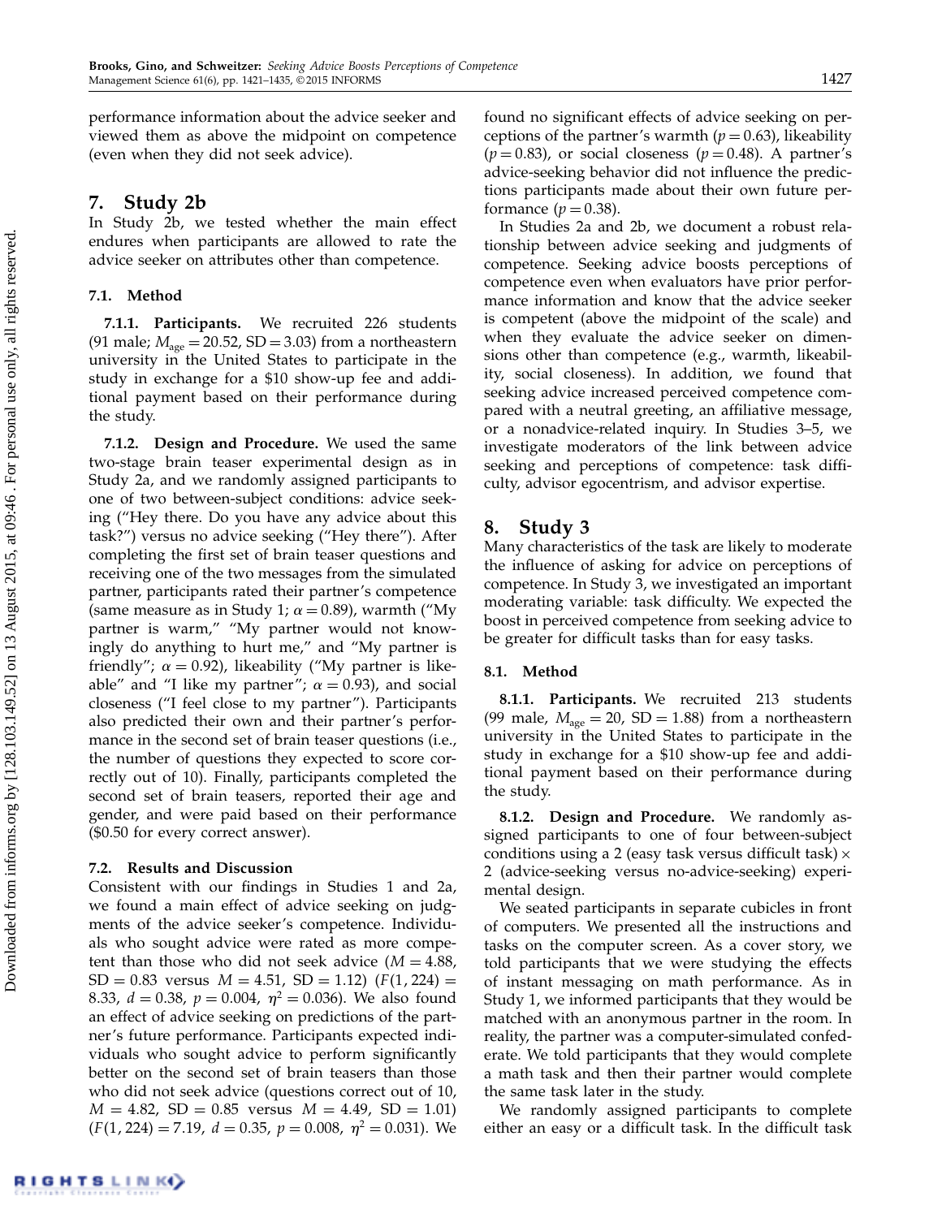performance information about the advice seeker and viewed them as above the midpoint on competence (even when they did not seek advice).

## 7. Study 2b

In Study 2b, we tested whether the main effect endures when participants are allowed to rate the advice seeker on attributes other than competence.

### 7.1. Method

**7.1.1. Participants.** We recruited 226 students (91 male; $M_{age} = 20.52$, SD $= 3.03$) from a northeastern university in the United States to participate in the study in exchange for a \$10 show-up fee and additional payment based on their performance during the study.

**7.1.2. Design and Procedure.** We used the same two-stage brain teaser experimental design as in Study 2a, and we randomly assigned participants to one of two between-subject conditions: advice seeking ("Hey there. Do you have any advice about this task?") versus no advice seeking ("Hey there"). After completing the first set of brain teaser questions and receiving one of the two messages from the simulated partner, participants rated their partner's competence (same measure as in Study 1; $\alpha = 0.89$), warmth ("My partner is warm," "My partner would not knowingly do anything to hurt me," and "My partner is friendly"; $\alpha = 0.92$), likeability ("My partner is likeable" and "I like my partner"; $\alpha = 0.93$), and social closeness ("I feel close to my partner"). Participants also predicted their own and their partner's performance in the second set of brain teaser questions (i.e., the number of questions they expected to score correctly out of 10). Finally, participants completed the second set of brain teasers, reported their age and gender, and were paid based on their performance (\$0.50 for every correct answer).

### 7.2. Results and Discussion

Consistent with our findings in Studies 1 and 2a, we found a main effect of advice seeking on judgments of the advice seeker's competence. Individuals who sought advice were rated as more competent than those who did not seek advice ($M = 4.88$, SD $= 0.83$ versus $M = 4.51$, SD $= 1.12$) ($F(1, 224) = 8.33$, $d = 0.38$, $p = 0.004$, $\eta^2 = 0.036$). We also found an effect of advice seeking on predictions of the partner's future performance. Participants expected individuals who sought advice to perform significantly better on the second set of brain teasers than those who did not seek advice (questions correct out of 10, $M = 4.82$, SD $= 0.85$ versus $M = 4.49$, SD $= 1.01$) ($F(1, 224) = 7.19$, $d = 0.35$, $p = 0.008$, $\eta^2 = 0.031$). We found no significant effects of advice seeking on perceptions of the partner's warmth ($p = 0.63$), likeability ($p = 0.83$), or social closeness ($p = 0.48$). A partner's advice-seeking behavior did not influence the predictions participants made about their own future performance ($p = 0.38$).

In Studies 2a and 2b, we document a robust relationship between advice seeking and judgments of competence. Seeking advice boosts perceptions of competence even when evaluators have prior performance information and know that the advice seeker is competent (above the midpoint of the scale) and when they evaluate the advice seeker on dimensions other than competence (e.g., warmth, likeability, social closeness). In addition, we found that seeking advice increased perceived competence compared with a neutral greeting, an affiliative message, or a nonadvice-related inquiry. In Studies 3–5, we investigate moderators of the link between advice seeking and perceptions of competence: task difficulty, advisor egocentrism, and advisor expertise.

## 8. Study 3

Many characteristics of the task are likely to moderate the influence of asking for advice on perceptions of competence. In Study 3, we investigated an important moderating variable: task difficulty. We expected the boost in perceived competence from seeking advice to be greater for difficult tasks than for easy tasks.

### 8.1. Method

**8.1.1. Participants.** We recruited 213 students (99 male, $M_{age} = 20$, SD $= 1.88$) from a northeastern university in the United States to participate in the study in exchange for a \$10 show-up fee and additional payment based on their performance during the study.

**8.1.2. Design and Procedure.** We randomly assigned participants to one of four between-subject conditions using a 2 (easy task versus difficult task) $\times$ 2 (advice-seeking versus no-advice-seeking) experimental design.

We seated participants in separate cubicles in front of computers. We presented all the instructions and tasks on the computer screen. As a cover story, we told participants that we were studying the effects of instant messaging on math performance. As in Study 1, we informed participants that they would be matched with an anonymous partner in the room. In reality, the partner was a computer-simulated confederate. We told participants that they would complete a math task and then their partner would complete the same task later in the study.

We randomly assigned participants to complete either an easy or a difficult task. In the difficult task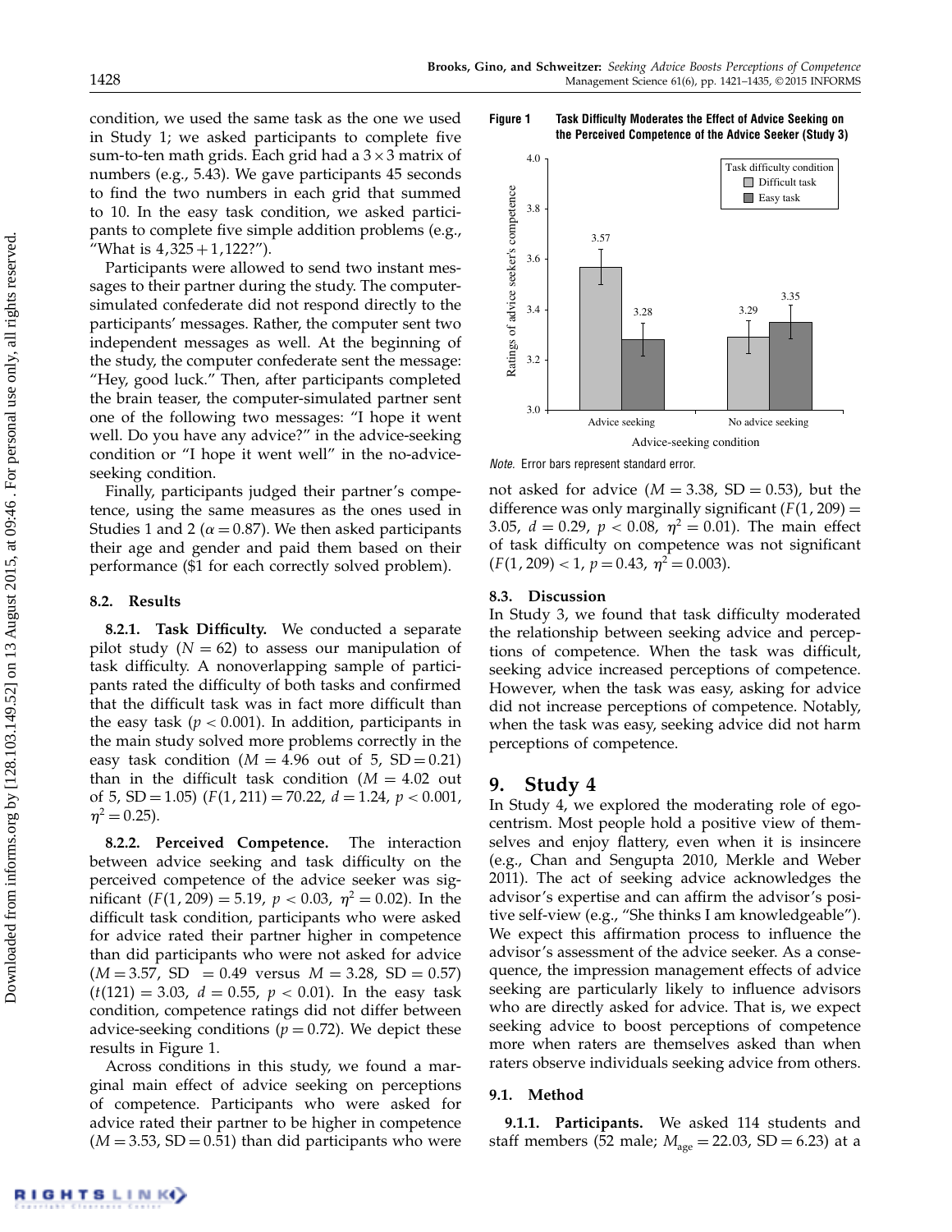condition, we used the same task as the one we used in Study 1; we asked participants to complete five sum-to-ten math grids. Each grid had a $3 \times 3$ matrix of numbers (e.g., 5.43). We gave participants 45 seconds to find the two numbers in each grid that summed to 10. In the easy task condition, we asked participants to complete five simple addition problems (e.g., "What is $4{,}325 + 1{,}122$?").

Participants were allowed to send two instant messages to their partner during the study. The computer-simulated confederate did not respond directly to the participants' messages. Rather, the computer sent two independent messages as well. At the beginning of the study, the computer confederate sent the message: "Hey, good luck." Then, after participants completed the brain teaser, the computer-simulated partner sent one of the following two messages: "I hope it went well. Do you have any advice?" in the advice-seeking condition or "I hope it went well" in the no-advice-seeking condition.

Finally, participants judged their partner's competence, using the same measures as the ones used in Studies 1 and 2 ($\alpha = 0.87$). We then asked participants their age and gender and paid them based on their performance ($1 for each correctly solved problem).

### 8.2. Results

**8.2.1. Task Difficulty.** We conducted a separate pilot study ($N = 62$) to assess our manipulation of task difficulty. A nonoverlapping sample of participants rated the difficulty of both tasks and confirmed that the difficult task was in fact more difficult than the easy task ($p < 0.001$). In addition, participants in the main study solved more problems correctly in the easy task condition ($M = 4.96$ out of 5, $\text{SD} = 0.21$) than in the difficult task condition ($M = 4.02$ out of 5, $\text{SD} = 1.05$) ($F(1, 211) = 70.22$, $d = 1.24$, $p < 0.001$, $\eta^2 = 0.25$).

**8.2.2. Perceived Competence.** The interaction between advice seeking and task difficulty on the perceived competence of the advice seeker was significant ($F(1, 209) = 5.19$, $p < 0.03$, $\eta^2 = 0.02$). In the difficult task condition, participants who were asked for advice rated their partner higher in competence than did participants who were not asked for advice ($M = 3.57$, $\text{SD} = 0.49$ versus $M = 3.28$, $\text{SD} = 0.57$) ($t(121) = 3.03$, $d = 0.55$, $p < 0.01$). In the easy task condition, competence ratings did not differ between advice-seeking conditions ($p = 0.72$). We depict these results in Figure 1.

Across conditions in this study, we found a marginal main effect of advice seeking on perceptions of competence. Participants who were asked for advice rated their partner to be higher in competence ($M = 3.53$, $\text{SD} = 0.51$) than did participants who were not asked for advice ($M = 3.38$, $\text{SD} = 0.53$), but the difference was only marginally significant ($F(1, 209) = 3.05$, $d = 0.29$, $p < 0.08$, $\eta^2 = 0.01$). The main effect of task difficulty on competence was not significant ($F(1, 209) < 1$, $p = 0.43$, $\eta^2 = 0.003$).

**Figure 1** Task Difficulty Moderates the Effect of Advice Seeking on the Perceived Competence of the Advice Seeker (Study 3)

Task difficulty condition
Difficult task
Easy task

Ratings of advice seeker's competence
4.0
3.8
3.6
3.4
3.2
3.0

3.57
3.28
3.29
3.35

Advice seeking
No advice seeking
Advice-seeking condition

*Note.* Error bars represent standard error.

### 8.3. Discussion

In Study 3, we found that task difficulty moderated the relationship between seeking advice and perceptions of competence. When the task was difficult, seeking advice increased perceptions of competence. However, when the task was easy, asking for advice did not increase perceptions of competence. Notably, when the task was easy, seeking advice did not harm perceptions of competence.

## 9. Study 4

In Study 4, we explored the moderating role of egocentrism. Most people hold a positive view of themselves and enjoy flattery, even when it is insincere (e.g., Chan and Sengupta 2010, Merkle and Weber 2011). The act of seeking advice acknowledges the advisor's expertise and can affirm the advisor's positive self-view (e.g., "She thinks I am knowledgeable"). We expect this affirmation process to influence the advisor's assessment of the advice seeker. As a consequence, the impression management effects of advice seeking are particularly likely to influence advisors who are directly asked for advice. That is, we expect seeking advice to boost perceptions of competence more when raters are themselves asked than when raters observe individuals seeking advice from others.

### 9.1. Method

**9.1.1. Participants.** We asked 114 students and staff members (52 male; $M_{\text{age}} = 22.03$, $\text{SD} = 6.23$) at a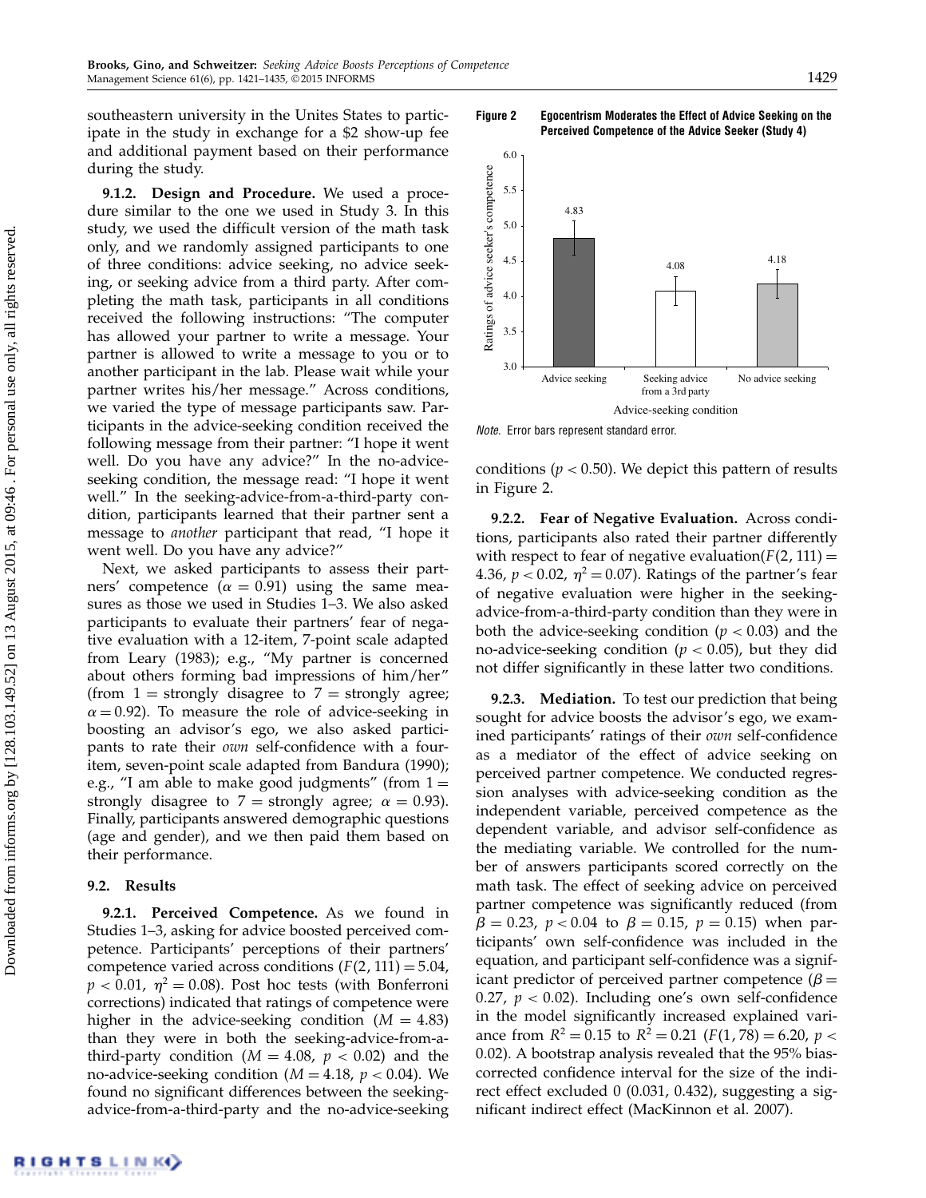southeastern university in the Unites States to participate in the study in exchange for a \$2 show-up fee and additional payment based on their performance during the study.

**9.1.2. Design and Procedure.** We used a procedure similar to the one we used in Study 3. In this study, we used the difficult version of the math task only, and we randomly assigned participants to one of three conditions: advice seeking, no advice seeking, or seeking advice from a third party. After completing the math task, participants in all conditions received the following instructions: "The computer has allowed your partner to write a message. Your partner is allowed to write a message to you or to another participant in the lab. Please wait while your partner writes his/her message." Across conditions, we varied the type of message participants saw. Participants in the advice-seeking condition received the following message from their partner: "I hope it went well. Do you have any advice?" In the no-advice-seeking condition, the message read: "I hope it went well." In the seeking-advice-from-a-third-party condition, participants learned that their partner sent a message to *another* participant that read, "I hope it went well. Do you have any advice?"

Next, we asked participants to assess their partners' competence ($\alpha = 0.91$) using the same measures as those we used in Studies 1–3. We also asked participants to evaluate their partners' fear of negative evaluation with a 12-item, 7-point scale adapted from Leary (1983); e.g., "My partner is concerned about others forming bad impressions of him/her" (from 1 = strongly disagree to 7 = strongly agree; $\alpha = 0.92$). To measure the role of advice-seeking in boosting an advisor's ego, we also asked participants to rate their *own* self-confidence with a four-item, seven-point scale adapted from Bandura (1990); e.g., "I am able to make good judgments" (from 1 = strongly disagree to 7 = strongly agree; $\alpha = 0.93$). Finally, participants answered demographic questions (age and gender), and we then paid them based on their performance.

### 9.2. Results

**9.2.1. Perceived Competence.** As we found in Studies 1–3, asking for advice boosted perceived competence. Participants' perceptions of their partners' competence varied across conditions ($F(2, 111) = 5.04$, $p < 0.01$, $\eta^2 = 0.08$). Post hoc tests (with Bonferroni corrections) indicated that ratings of competence were higher in the advice-seeking condition ($M = 4.83$) than they were in both the seeking-advice-from-a-third-party condition ($M = 4.08$, $p < 0.02$) and the no-advice-seeking condition ($M = 4.18$, $p < 0.04$). We found no significant differences between the seeking-advice-from-a-third-party and the no-advice-seeking conditions ($p < 0.50$). We depict this pattern of results in Figure 2.

**Figure 2** Egocentrism Moderates the Effect of Advice Seeking on the Perceived Competence of the Advice Seeker (Study 4)

Ratings of advice seeker's competence

6.0
5.5
5.0
4.5
4.0
3.5
3.0

4.83
4.08
4.18

Advice seeking
Seeking advice from a 3rd party
No advice seeking

Advice-seeking condition

*Note.* Error bars represent standard error.

**9.2.2. Fear of Negative Evaluation.** Across conditions, participants also rated their partner differently with respect to fear of negative evaluation($F(2, 111) = 4.36$, $p < 0.02$, $\eta^2 = 0.07$). Ratings of the partner's fear of negative evaluation were higher in the seeking-advice-from-a-third-party condition than they were in both the advice-seeking condition ($p < 0.03$) and the no-advice-seeking condition ($p < 0.05$), but they did not differ significantly in these latter two conditions.

**9.2.3. Mediation.** To test our prediction that being sought for advice boosts the advisor's ego, we examined participants' ratings of their *own* self-confidence as a mediator of the effect of advice seeking on perceived partner competence. We conducted regression analyses with advice-seeking condition as the independent variable, perceived competence as the dependent variable, and advisor self-confidence as the mediating variable. We controlled for the number of answers participants scored correctly on the math task. The effect of seeking advice on perceived partner competence was significantly reduced (from $\beta = 0.23$, $p < 0.04$ to $\beta = 0.15$, $p = 0.15$) when participants' own self-confidence was included in the equation, and participant self-confidence was a significant predictor of perceived partner competence ($\beta = 0.27$, $p < 0.02$). Including one's own self-confidence in the model significantly increased explained variance from $R^2 = 0.15$ to $R^2 = 0.21$ ($F(1, 78) = 6.20$, $p < 0.02$). A bootstrap analysis revealed that the 95% bias-corrected confidence interval for the size of the indirect effect excluded 0 (0.031, 0.432), suggesting a significant indirect effect (MacKinnon et al. 2007).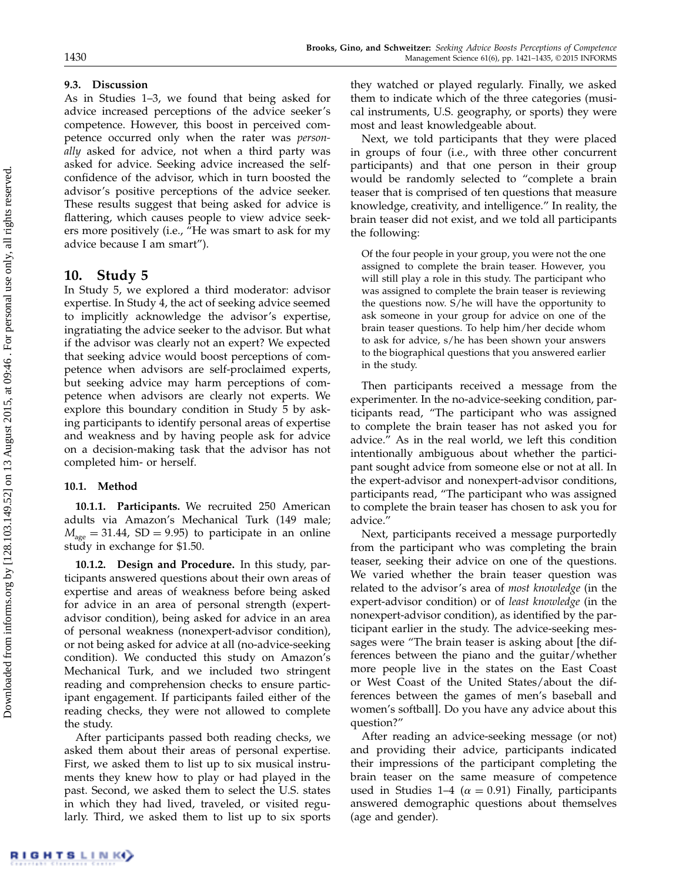### 9.3. Discussion

As in Studies 1–3, we found that being asked for advice increased perceptions of the advice seeker's competence. However, this boost in perceived competence occurred only when the rater was *personally* asked for advice, not when a third party was asked for advice. Seeking advice increased the self-confidence of the advisor, which in turn boosted the advisor's positive perceptions of the advice seeker. These results suggest that being asked for advice is flattering, which causes people to view advice seekers more positively (i.e., "He was smart to ask for my advice because I am smart").

## 10. Study 5

In Study 5, we explored a third moderator: advisor expertise. In Study 4, the act of seeking advice seemed to implicitly acknowledge the advisor's expertise, ingratiating the advice seeker to the advisor. But what if the advisor was clearly not an expert? We expected that seeking advice would boost perceptions of competence when advisors are self-proclaimed experts, but seeking advice may harm perceptions of competence when advisors are clearly not experts. We explore this boundary condition in Study 5 by asking participants to identify personal areas of expertise and weakness and by having people ask for advice on a decision-making task that the advisor has not completed him- or herself.

### 10.1. Method

**10.1.1. Participants.** We recruited 250 American adults via Amazon's Mechanical Turk (149 male; $M_{age} = 31.44$, $SD = 9.95$) to participate in an online study in exchange for $1.50.

**10.1.2. Design and Procedure.** In this study, participants answered questions about their own areas of expertise and areas of weakness before being asked for advice in an area of personal strength (expert-advisor condition), being asked for advice in an area of personal weakness (nonexpert-advisor condition), or not being asked for advice at all (no-advice-seeking condition). We conducted this study on Amazon's Mechanical Turk, and we included two stringent reading and comprehension checks to ensure participant engagement. If participants failed either of the reading checks, they were not allowed to complete the study.

After participants passed both reading checks, we asked them about their areas of personal expertise. First, we asked them to list up to six musical instruments they knew how to play or had played in the past. Second, we asked them to select the U.S. states in which they had lived, traveled, or visited regularly. Third, we asked them to list up to six sports they watched or played regularly. Finally, we asked them to indicate which of the three categories (musical instruments, U.S. geography, or sports) they were most and least knowledgeable about.

Next, we told participants that they were placed in groups of four (i.e., with three other concurrent participants) and that one person in their group would be randomly selected to "complete a brain teaser that is comprised of ten questions that measure knowledge, creativity, and intelligence." In reality, the brain teaser did not exist, and we told all participants the following:

> Of the four people in your group, you were not the one assigned to complete the brain teaser. However, you will still play a role in this study. The participant who was assigned to complete the brain teaser is reviewing the questions now. S/he will have the opportunity to ask someone in your group for advice on one of the brain teaser questions. To help him/her decide whom to ask for advice, s/he has been shown your answers to the biographical questions that you answered earlier in the study.

Then participants received a message from the experimenter. In the no-advice-seeking condition, participants read, "The participant who was assigned to complete the brain teaser has not asked you for advice." As in the real world, we left this condition intentionally ambiguous about whether the participant sought advice from someone else or not at all. In the expert-advisor and nonexpert-advisor conditions, participants read, "The participant who was assigned to complete the brain teaser has chosen to ask you for advice."

Next, participants received a message purportedly from the participant who was completing the brain teaser, seeking their advice on one of the questions. We varied whether the brain teaser question was related to the advisor's area of *most knowledge* (in the expert-advisor condition) or of *least knowledge* (in the nonexpert-advisor condition), as identified by the participant earlier in the study. The advice-seeking messages were "The brain teaser is asking about [the differences between the piano and the guitar/whether more people live in the states on the East Coast or West Coast of the United States/about the differences between the games of men's baseball and women's softball]. Do you have any advice about this question?"

After reading an advice-seeking message (or not) and providing their advice, participants indicated their impressions of the participant completing the brain teaser on the same measure of competence used in Studies 1–4 ($\alpha = 0.91$) Finally, participants answered demographic questions about themselves (age and gender).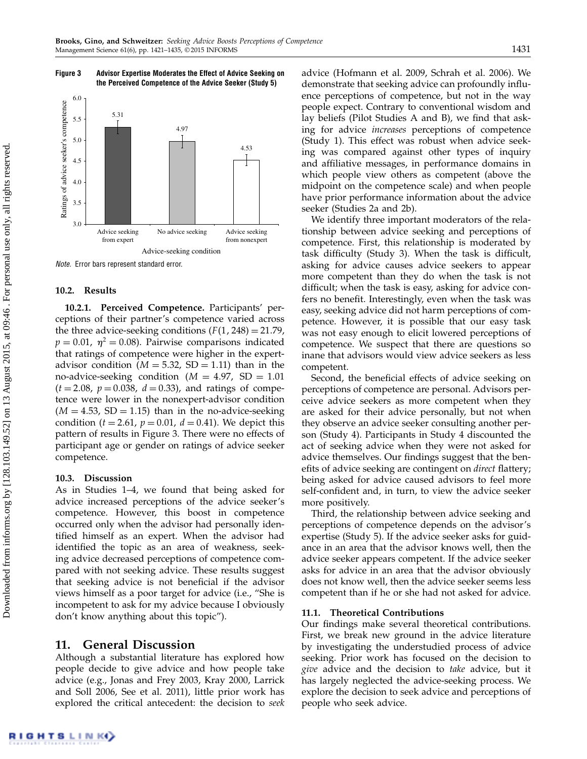**Figure 3 Advisor Expertise Moderates the Effect of Advice Seeking on the Perceived Competence of the Advice Seeker (Study 5)**

*Note.* Error bars represent standard error.

### 10.2. Results

**10.2.1. Perceived Competence.** Participants' perceptions of their partner's competence varied across the three advice-seeking conditions ($F(1, 248) = 21.79$, $p = 0.01$, $\eta^2 = 0.08$). Pairwise comparisons indicated that ratings of competence were higher in the expert-advisor condition ($M = 5.32$, $SD = 1.11$) than in the no-advice-seeking condition ($M = 4.97$, $SD = 1.01$) ($t = 2.08$, $p = 0.038$, $d = 0.33$), and ratings of competence were lower in the nonexpert-advisor condition ($M = 4.53$, $SD = 1.15$) than in the no-advice-seeking condition ($t = 2.61$, $p = 0.01$, $d = 0.41$). We depict this pattern of results in Figure 3. There were no effects of participant age or gender on ratings of advice seeker competence.

### 10.3. Discussion

As in Studies 1–4, we found that being asked for advice increased perceptions of the advice seeker's competence. However, this boost in competence occurred only when the advisor had personally identified himself as an expert. When the advisor had identified the topic as an area of weakness, seeking advice decreased perceptions of competence compared with not seeking advice. These results suggest that seeking advice is not beneficial if the advisor views himself as a poor target for advice (i.e., "She is incompetent to ask for my advice because I obviously don't know anything about this topic").

## 11. General Discussion

Although a substantial literature has explored how people decide to give advice and how people take advice (e.g., Jonas and Frey 2003, Kray 2000, Larrick and Soll 2006, See et al. 2011), little prior work has explored the critical antecedent: the decision to *seek* advice (Hofmann et al. 2009, Schrah et al. 2006). We demonstrate that seeking advice can profoundly influence perceptions of competence, but not in the way people expect. Contrary to conventional wisdom and lay beliefs (Pilot Studies A and B), we find that asking for advice *increases* perceptions of competence (Study 1). This effect was robust when advice seeking was compared against other types of inquiry and affiliative messages, in performance domains in which people view others as competent (above the midpoint on the competence scale) and when people have prior performance information about the advice seeker (Studies 2a and 2b).

We identify three important moderators of the relationship between advice seeking and perceptions of competence. First, this relationship is moderated by task difficulty (Study 3). When the task is difficult, asking for advice causes advice seekers to appear more competent than they do when the task is not difficult; when the task is easy, asking for advice confers no benefit. Interestingly, even when the task was easy, seeking advice did not harm perceptions of competence. However, it is possible that our easy task was not easy enough to elicit lowered perceptions of competence. We suspect that there are questions so inane that advisors would view advice seekers as less competent.

Second, the beneficial effects of advice seeking on perceptions of competence are personal. Advisors perceive advice seekers as more competent when they are asked for their advice personally, but not when they observe an advice seeker consulting another person (Study 4). Participants in Study 4 discounted the act of seeking advice when they were not asked for advice themselves. Our findings suggest that the benefits of advice seeking are contingent on *direct* flattery; being asked for advice caused advisors to feel more self-confident and, in turn, to view the advice seeker more positively.

Third, the relationship between advice seeking and perceptions of competence depends on the advisor's expertise (Study 5). If the advice seeker asks for guidance in an area that the advisor knows well, then the advice seeker appears competent. If the advice seeker asks for advice in an area that the advisor obviously does not know well, then the advice seeker seems less competent than if he or she had not asked for advice.

### 11.1. Theoretical Contributions

Our findings make several theoretical contributions. First, we break new ground in the advice literature by investigating the understudied process of advice seeking. Prior work has focused on the decision to *give* advice and the decision to *take* advice, but it has largely neglected the advice-seeking process. We explore the decision to seek advice and perceptions of people who seek advice.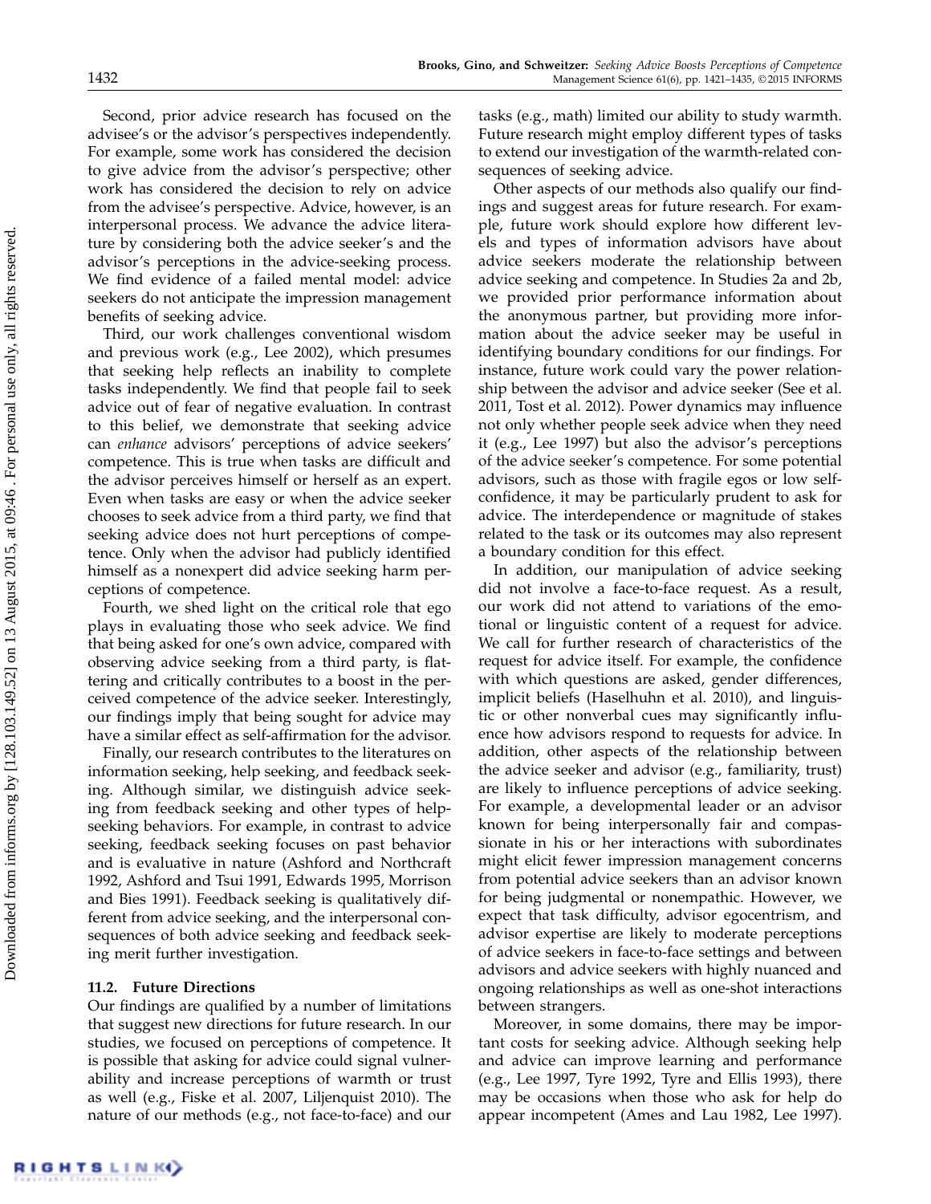Second, prior advice research has focused on the advisee's or the advisor's perspectives independently. For example, some work has considered the decision to give advice from the advisor's perspective; other work has considered the decision to rely on advice from the advisee's perspective. Advice, however, is an interpersonal process. We advance the advice literature by considering both the advice seeker's and the advisor's perceptions in the advice-seeking process. We find evidence of a failed mental model: advice seekers do not anticipate the impression management benefits of seeking advice.

Third, our work challenges conventional wisdom and previous work (e.g., Lee 2002), which presumes that seeking help reflects an inability to complete tasks independently. We find that people fail to seek advice out of fear of negative evaluation. In contrast to this belief, we demonstrate that seeking advice can *enhance* advisors' perceptions of advice seekers' competence. This is true when tasks are difficult and the advisor perceives himself or herself as an expert. Even when tasks are easy or when the advice seeker chooses to seek advice from a third party, we find that seeking advice does not hurt perceptions of competence. Only when the advisor had publicly identified himself as a nonexpert did advice seeking harm perceptions of competence.

Fourth, we shed light on the critical role that ego plays in evaluating those who seek advice. We find that being asked for one's own advice, compared with observing advice seeking from a third party, is flattering and critically contributes to a boost in the perceived competence of the advice seeker. Interestingly, our findings imply that being sought for advice may have a similar effect as self-affirmation for the advisor.

Finally, our research contributes to the literatures on information seeking, help seeking, and feedback seeking. Although similar, we distinguish advice seeking from feedback seeking and other types of help-seeking behaviors. For example, in contrast to advice seeking, feedback seeking focuses on past behavior and is evaluative in nature (Ashford and Northcraft 1992, Ashford and Tsui 1991, Edwards 1995, Morrison and Bies 1991). Feedback seeking is qualitatively different from advice seeking, and the interpersonal consequences of both advice seeking and feedback seeking merit further investigation.

### 11.2. Future Directions

Our findings are qualified by a number of limitations that suggest new directions for future research. In our studies, we focused on perceptions of competence. It is possible that asking for advice could signal vulnerability and increase perceptions of warmth or trust as well (e.g., Fiske et al. 2007, Liljenquist 2010). The nature of our methods (e.g., not face-to-face) and our tasks (e.g., math) limited our ability to study warmth. Future research might employ different types of tasks to extend our investigation of the warmth-related consequences of seeking advice.

Other aspects of our methods also qualify our findings and suggest areas for future research. For example, future work should explore how different levels and types of information advisors have about advice seekers moderate the relationship between advice seeking and competence. In Studies 2a and 2b, we provided prior performance information about the anonymous partner, but providing more information about the advice seeker may be useful in identifying boundary conditions for our findings. For instance, future work could vary the power relationship between the advisor and advice seeker (See et al. 2011, Tost et al. 2012). Power dynamics may influence not only whether people seek advice when they need it (e.g., Lee 1997) but also the advisor's perceptions of the advice seeker's competence. For some potential advisors, such as those with fragile egos or low self-confidence, it may be particularly prudent to ask for advice. The interdependence or magnitude of stakes related to the task or its outcomes may also represent a boundary condition for this effect.

In addition, our manipulation of advice seeking did not involve a face-to-face request. As a result, our work did not attend to variations of the emotional or linguistic content of a request for advice. We call for further research of characteristics of the request for advice itself. For example, the confidence with which questions are asked, gender differences, implicit beliefs (Haselhuhn et al. 2010), and linguistic or other nonverbal cues may significantly influence how advisors respond to requests for advice. In addition, other aspects of the relationship between the advice seeker and advisor (e.g., familiarity, trust) are likely to influence perceptions of advice seeking. For example, a developmental leader or an advisor known for being interpersonally fair and compassionate in his or her interactions with subordinates might elicit fewer impression management concerns from potential advice seekers than an advisor known for being judgmental or nonempathic. However, we expect that task difficulty, advisor egocentrism, and advisor expertise are likely to moderate perceptions of advice seekers in face-to-face settings and between advisors and advice seekers with highly nuanced and ongoing relationships as well as one-shot interactions between strangers.

Moreover, in some domains, there may be important costs for seeking advice. Although seeking help and advice can improve learning and performance (e.g., Lee 1997, Tyre 1992, Tyre and Ellis 1993), there may be occasions when those who ask for help do appear incompetent (Ames and Lau 1982, Lee 1997).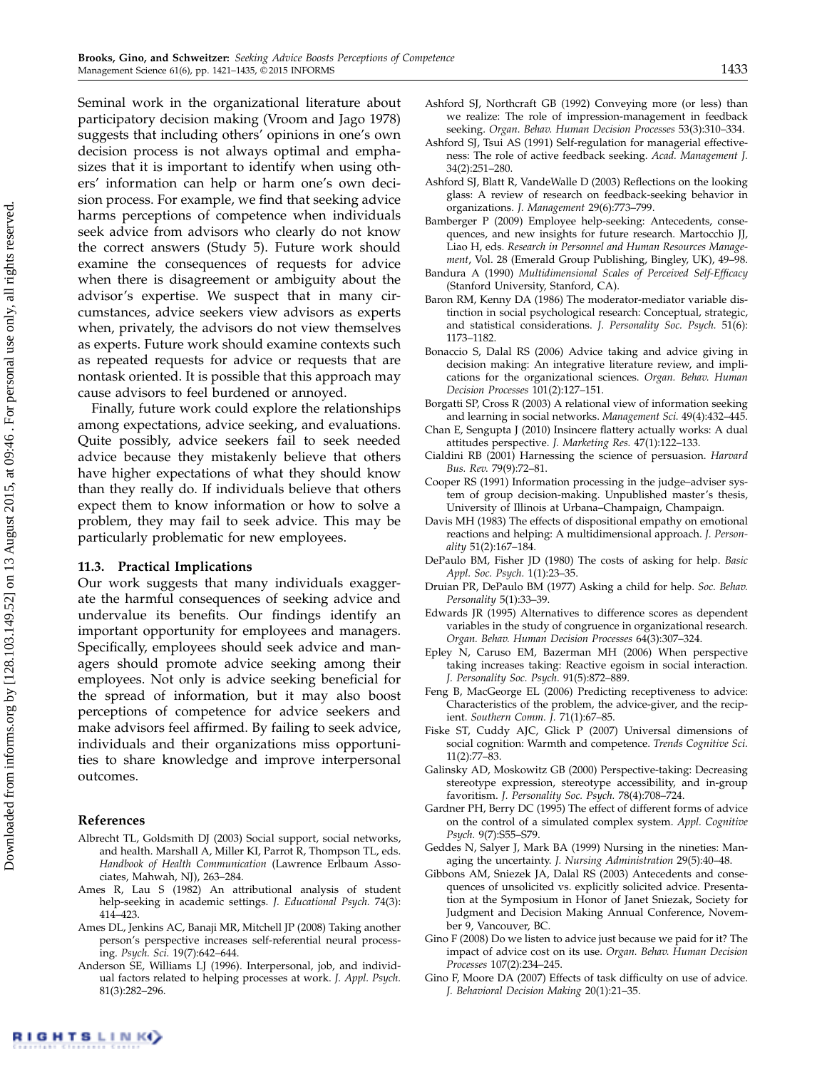Seminal work in the organizational literature about participatory decision making (Vroom and Jago 1978) suggests that including others' opinions in one's own decision process is not always optimal and emphasizes that it is important to identify when using others' information can help or harm one's own decision process. For example, we find that seeking advice harms perceptions of competence when individuals seek advice from advisors who clearly do not know the correct answers (Study 5). Future work should examine the consequences of requests for advice when there is disagreement or ambiguity about the advisor's expertise. We suspect that in many circumstances, advice seekers view advisors as experts when, privately, the advisors do not view themselves as experts. Future work should examine contexts such as repeated requests for advice or requests that are nontask oriented. It is possible that this approach may cause advisors to feel burdened or annoyed.

Finally, future work could explore the relationships among expectations, advice seeking, and evaluations. Quite possibly, advice seekers fail to seek needed advice because they mistakenly believe that others have higher expectations of what they should know than they really do. If individuals believe that others expect them to know information or how to solve a problem, they may fail to seek advice. This may be particularly problematic for new employees.

### 11.3. Practical Implications

Our work suggests that many individuals exaggerate the harmful consequences of seeking advice and undervalue its benefits. Our findings identify an important opportunity for employees and managers. Specifically, employees should seek advice and managers should promote advice seeking among their employees. Not only is advice seeking beneficial for the spread of information, but it may also boost perceptions of competence for advice seekers and make advisors feel affirmed. By failing to seek advice, individuals and their organizations miss opportunities to share knowledge and improve interpersonal outcomes.

## References

Albrecht TL, Goldsmith DJ (2003) Social support, social networks, and health. Marshall A, Miller KI, Parrot R, Thompson TL, eds. *Handbook of Health Communication* (Lawrence Erlbaum Associates, Mahwah, NJ), 263–284.

Ames R, Lau S (1982) An attributional analysis of student help-seeking in academic settings. *J. Educational Psych.* 74(3): 414–423.

Ames DL, Jenkins AC, Banaji MR, Mitchell JP (2008) Taking another person's perspective increases self-referential neural processing. *Psych. Sci.* 19(7):642–644.

Anderson SE, Williams LJ (1996). Interpersonal, job, and individual factors related to helping processes at work. *J. Appl. Psych.* 81(3):282–296.

Ashford SJ, Northcraft GB (1992) Conveying more (or less) than we realize: The role of impression-management in feedback seeking. *Organ. Behav. Human Decision Processes* 53(3):310–334.

Ashford SJ, Tsui AS (1991) Self-regulation for managerial effectiveness: The role of active feedback seeking. *Acad. Management J.* 34(2):251–280.

Ashford SJ, Blatt R, VandeWalle D (2003) Reflections on the looking glass: A review of research on feedback-seeking behavior in organizations. *J. Management* 29(6):773–799.

Bamberger P (2009) Employee help-seeking: Antecedents, consequences, and new insights for future research. Martocchio JJ, Liao H, eds. *Research in Personnel and Human Resources Management*, Vol. 28 (Emerald Group Publishing, Bingley, UK), 49–98.

Bandura A (1990) *Multidimensional Scales of Perceived Self-Efficacy* (Stanford University, Stanford, CA).

Baron RM, Kenny DA (1986) The moderator-mediator variable distinction in social psychological research: Conceptual, strategic, and statistical considerations. *J. Personality Soc. Psych.* 51(6): 1173–1182.

Bonaccio S, Dalal RS (2006) Advice taking and advice giving in decision making: An integrative literature review, and implications for the organizational sciences. *Organ. Behav. Human Decision Processes* 101(2):127–151.

Borgatti SP, Cross R (2003) A relational view of information seeking and learning in social networks. *Management Sci.* 49(4):432–445.

Chan E, Sengupta J (2010) Insincere flattery actually works: A dual attitudes perspective. *J. Marketing Res.* 47(1):122–133.

Cialdini RB (2001) Harnessing the science of persuasion. *Harvard Bus. Rev.* 79(9):72–81.

Cooper RS (1991) Information processing in the judge–adviser system of group decision-making. Unpublished master's thesis, University of Illinois at Urbana–Champaign, Champaign.

Davis MH (1983) The effects of dispositional empathy on emotional reactions and helping: A multidimensional approach. *J. Personality* 51(2):167–184.

DePaulo BM, Fisher JD (1980) The costs of asking for help. *Basic Appl. Soc. Psych.* 1(1):23–35.

Druian PR, DePaulo BM (1977) Asking a child for help. *Soc. Behav. Personality* 5(1):33–39.

Edwards JR (1995) Alternatives to difference scores as dependent variables in the study of congruence in organizational research. *Organ. Behav. Human Decision Processes* 64(3):307–324.

Epley N, Caruso EM, Bazerman MH (2006) When perspective taking increases taking: Reactive egoism in social interaction. *J. Personality Soc. Psych.* 91(5):872–889.

Feng B, MacGeorge EL (2006) Predicting receptiveness to advice: Characteristics of the problem, the advice-giver, and the recipient. *Southern Comm. J.* 71(1):67–85.

Fiske ST, Cuddy AJC, Glick P (2007) Universal dimensions of social cognition: Warmth and competence. *Trends Cognitive Sci.* 11(2):77–83.

Galinsky AD, Moskowitz GB (2000) Perspective-taking: Decreasing stereotype expression, stereotype accessibility, and in-group favoritism. *J. Personality Soc. Psych.* 78(4):708–724.

Gardner PH, Berry DC (1995) The effect of different forms of advice on the control of a simulated complex system. *Appl. Cognitive Psych.* 9(7):S55–S79.

Geddes N, Salyer J, Mark BA (1999) Nursing in the nineties: Managing the uncertainty. *J. Nursing Administration* 29(5):40–48.

Gibbons AM, Sniezek JA, Dalal RS (2003) Antecedents and consequences of unsolicited vs. explicitly solicited advice. Presentation at the Symposium in Honor of Janet Sniezek, Society for Judgment and Decision Making Annual Conference, November 9, Vancouver, BC.

Gino F (2008) Do we listen to advice just because we paid for it? The impact of advice cost on its use. *Organ. Behav. Human Decision Processes* 107(2):234–245.

Gino F, Moore DA (2007) Effects of task difficulty on use of advice. *J. Behavioral Decision Making* 20(1):21–35.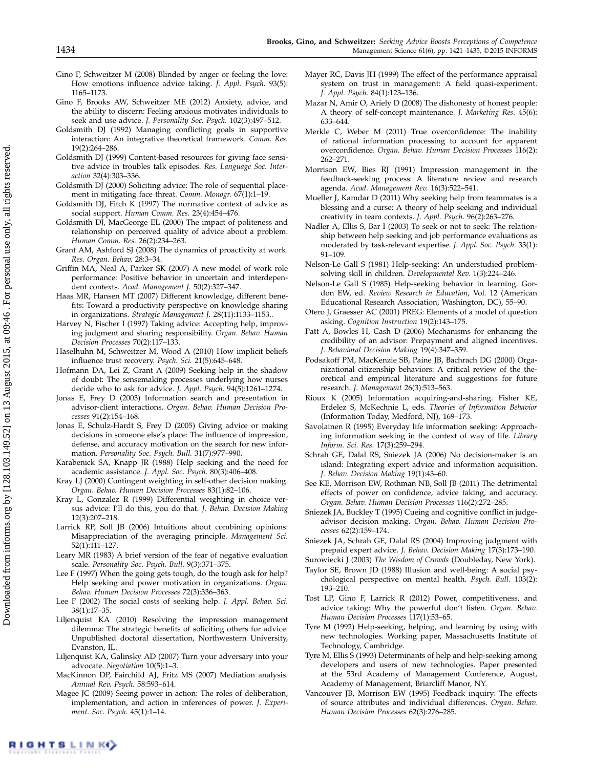Gino F, Schweitzer M (2008) Blinded by anger or feeling the love: How emotions influence advice taking. *J. Appl. Psych.* 93(5): 1165–1173.

Gino F, Brooks AW, Schweitzer ME (2012) Anxiety, advice, and the ability to discern: Feeling anxious motivates individuals to seek and use advice. *J. Personality Soc. Psych.* 102(3):497–512.

Goldsmith DJ (1992) Managing conflicting goals in supportive interaction: An integrative theoretical framework. *Comm. Res.* 19(2):264–286.

Goldsmith DJ (1999) Content-based resources for giving face sensitive advice in troubles talk episodes. *Res. Language Soc. Interaction* 32(4):303–336.

Goldsmith DJ (2000) Soliciting advice: The role of sequential placement in mitigating face threat. *Comm. Monogr.* 67(1):1–19.

Goldsmith DJ, Fitch K (1997) The normative context of advice as social support. *Human Comm. Res.* 23(4):454–476.

Goldsmith DJ, MacGeorge EL (2000) The impact of politeness and relationship on perceived quality of advice about a problem. *Human Comm. Res.* 26(2):234–263.

Grant AM, Ashford SJ (2008) The dynamics of proactivity at work. *Res. Organ. Behav.* 28:3–34.

Griffin MA, Neal A, Parker SK (2007) A new model of work role performance: Positive behavior in uncertain and interdependent contexts. *Acad. Management J.* 50(2):327–347.

Haas MR, Hansen MT (2007) Different knowledge, different benefits: Toward a productivity perspective on knowledge sharing in organizations. *Strategic Management J.* 28(11):1133–1153..

Harvey N, Fischer I (1997) Taking advice: Accepting help, improving judgment and sharing responsibility. *Organ. Behav. Human Decision Processes* 70(2):117–133.

Haselhuhn M, Schweitzer M, Wood A (2010) How implicit beliefs influence trust recovery. *Psych. Sci.* 21(5):645–648.

Hofmann DA, Lei Z, Grant A (2009) Seeking help in the shadow of doubt: The sensemaking processes underlying how nurses decide who to ask for advice. *J. Appl. Psych.* 94(5):1261–1274.

Jonas E, Frey D (2003) Information search and presentation in advisor-client interactions. *Organ. Behav. Human Decision Processes* 91(2):154–168.

Jonas E, Schulz-Hardt S, Frey D (2005) Giving advice or making decisions in someone else's place: The influence of impression, defense, and accuracy motivation on the search for new information. *Personality Soc. Psych. Bull.* 31(7):977–990.

Karabenick SA, Knapp JR (1988) Help seeking and the need for academic assistance. *J. Appl. Soc. Psych.* 80(3):406–408.

Kray LJ (2000) Contingent weighting in self-other decision making. *Organ. Behav. Human Decision Processes* 83(1):82–106.

Kray L, Gonzalez R (1999) Differential weighting in choice versus advice: I'll do this, you do that. *J. Behav. Decision Making* 12(3):207–218.

Larrick RP, Soll JB (2006) Intuitions about combining opinions: Misappreciation of the averaging principle. *Management Sci.* 52(1):111–127.

Leary MR (1983) A brief version of the fear of negative evaluation scale. *Personality Soc. Psych. Bull.* 9(3):371–375.

Lee F (1997) When the going gets tough, do the tough ask for help? Help seeking and power motivation in organizations. *Organ. Behav. Human Decision Processes* 72(3):336–363.

Lee F (2002) The social costs of seeking help. *J. Appl. Behav. Sci.* 38(1):17–35.

Liljenquist KA (2010) Resolving the impression management dilemma: The strategic benefits of soliciting others for advice. Unpublished doctoral dissertation, Northwestern University, Evanston, IL.

Liljenquist KA, Galinsky AD (2007) Turn your adversary into your advocate. *Negotiation* 10(5):1–3.

MacKinnon DP, Fairchild AJ, Fritz MS (2007) Mediation analysis. *Annual Rev. Psych.* 58:593–614.

Magee JC (2009) Seeing power in action: The roles of deliberation, implementation, and action in inferences of power. *J. Experiment. Soc. Psych.* 45(1):1–14.

Mayer RC, Davis JH (1999) The effect of the performance appraisal system on trust in management: A field quasi-experiment. *J. Appl. Psych.* 84(1):123–136.

Mazar N, Amir O, Ariely D (2008) The dishonesty of honest people: A theory of self-concept maintenance. *J. Marketing Res.* 45(6): 633–644.

Merkle C, Weber M (2011) True overconfidence: The inability of rational information processing to account for apparent overconfidence. *Organ. Behav. Human Decision Processes* 116(2): 262–271.

Morrison EW, Bies RJ (1991) Impression management in the feedback-seeking process: A literature review and research agenda. *Acad. Management Rev.* 16(3):522–541.

Mueller J, Kamdar D (2011) Why seeking help from teammates is a blessing and a curse: A theory of help seeking and individual creativity in team contexts. *J. Appl. Psych.* 96(2):263–276.

Nadler A, Ellis S, Bar I (2003) To seek or not to seek: The relationship between help seeking and job performance evaluations as moderated by task-relevant expertise. *J. Appl. Soc. Psych.* 33(1): 91–109.

Nelson-Le Gall S (1981) Help-seeking: An understudied problem-solving skill in children. *Developmental Rev.* 1(3):224–246.

Nelson-Le Gall S (1985) Help-seeking behavior in learning. Gordon EW, ed. *Review Research in Education*, Vol. 12 (American Educational Research Association, Washington, DC), 55–90.

Otero J, Graesser AC (2001) PREG: Elements of a model of question asking. *Cognition Instruction* 19(2):143–175.

Patt A, Bowles H, Cash D (2006) Mechanisms for enhancing the credibility of an advisor: Prepayment and aligned incentives. *J. Behavioral Decision Making* 19(4):347–359.

Podsakoff PM, MacKenzie SB, Paine JB, Bachrach DG (2000) Organizational citizenship behaviors: A critical review of the theoretical and empirical literature and suggestions for future research. *J. Management* 26(3):513–563.

Rioux K (2005) Information acquiring-and-sharing. Fisher KE, Erdelez S, McKechnie L, eds. *Theories of Information Behavior* (Information Today, Medford, NJ), 169–173.

Savolainen R (1995) Everyday life information seeking: Approaching information seeking in the context of way of life. *Library Inform. Sci. Res.* 17(3):259–294.

Schrah GE, Dalal RS, Sniezek JA (2006) No decision-maker is an island: Integrating expert advice and information acquisition. *J. Behav. Decision Making* 19(1):43–60.

See KE, Morrison EW, Rothman NB, Soll JB (2011) The detrimental effects of power on confidence, advice taking, and accuracy. *Organ. Behav. Human Decision Processes* 116(2):272–285.

Sniezek JA, Buckley T (1995) Cueing and cognitive conflict in judge-advisor decision making. *Organ. Behav. Human Decision Processes* 62(2):159–174.

Sniezek JA, Schrah GE, Dalal RS (2004) Improving judgment with prepaid expert advice. *J. Behav. Decision Making* 17(3):173–190.

Surowiecki J (2003) *The Wisdom of Crowds* (Doubleday, New York).

Taylor SE, Brown JD (1988) Illusion and well-being: A social psychological perspective on mental health. *Psych. Bull.* 103(2): 193–210.

Tost LP, Gino F, Larrick R (2012) Power, competitiveness, and advice taking: Why the powerful don't listen. *Organ. Behav. Human Decision Processes* 117(1):53–65.

Tyre M (1992) Help-seeking, helping, and learning by using with new technologies. Working paper, Massachusetts Institute of Technology, Cambridge.

Tyre M, Ellis S (1993) Determinants of help and help-seeking among developers and users of new technologies. Paper presented at the 53rd Academy of Management Conference, August, Academy of Management, Briarcliff Manor, NY.

Vancouver JB, Morrison EW (1995) Feedback inquiry: The effects of source attributes and individual differences. *Organ. Behav. Human Decision Processes* 62(3):276–285.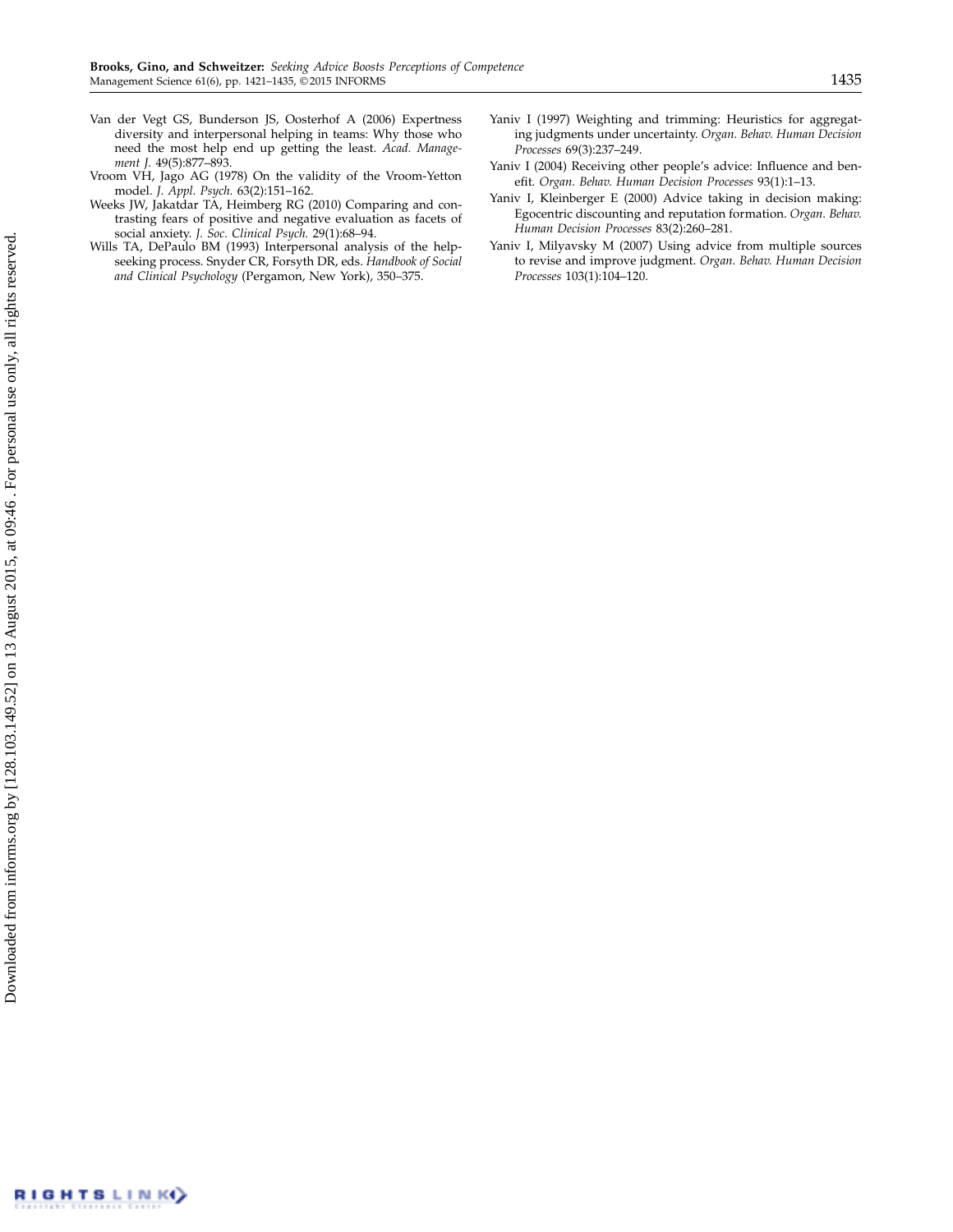Van der Vegt GS, Bunderson JS, Oosterhof A (2006) Expertness diversity and interpersonal helping in teams: Why those who need the most help end up getting the least. *Acad. Management J.* 49(5):877–893.

Vroom VH, Jago AG (1978) On the validity of the Vroom-Yetton model. *J. Appl. Psych.* 63(2):151–162.

Weeks JW, Jakatdar TA, Heimberg RG (2010) Comparing and contrasting fears of positive and negative evaluation as facets of social anxiety. *J. Soc. Clinical Psych.* 29(1):68–94.

Wills TA, DePaulo BM (1993) Interpersonal analysis of the help-seeking process. Snyder CR, Forsyth DR, eds. *Handbook of Social and Clinical Psychology* (Pergamon, New York), 350–375.

Yaniv I (1997) Weighting and trimming: Heuristics for aggregating judgments under uncertainty. *Organ. Behav. Human Decision Processes* 69(3):237–249.

Yaniv I (2004) Receiving other people's advice: Influence and benefit. *Organ. Behav. Human Decision Processes* 93(1):1–13.

Yaniv I, Kleinberger E (2000) Advice taking in decision making: Egocentric discounting and reputation formation. *Organ. Behav. Human Decision Processes* 83(2):260–281.

Yaniv I, Milyavsky M (2007) Using advice from multiple sources to revise and improve judgment. *Organ. Behav. Human Decision Processes* 103(1):104–120.